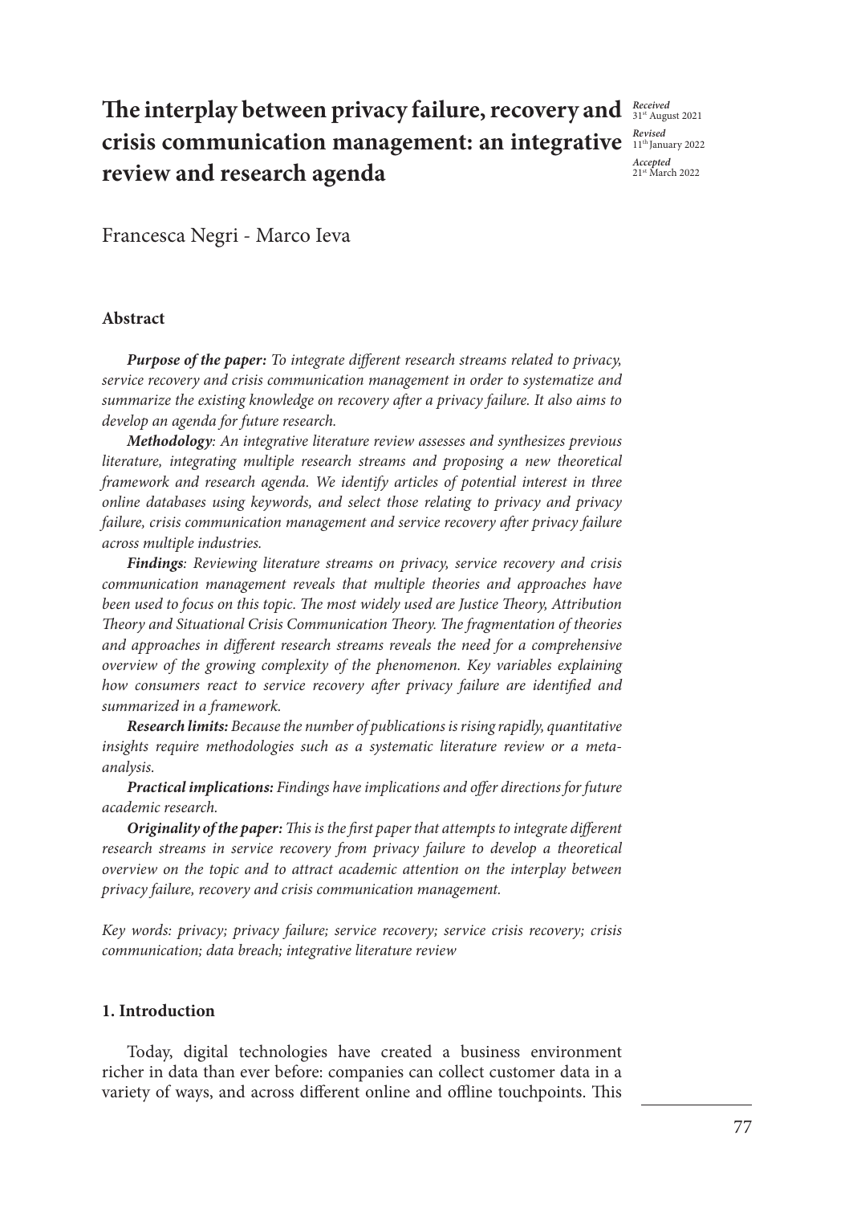# The interplay between privacy failure, recovery and crisis communication management: an integrative review and research agenda

*Received* 31[st] August 2021
*Revised* 11[th] January 2022
*Accepted* 21[st] March 2022

Francesca Negri - Marco Ieva

## Abstract

***Purpose of the paper:*** *To integrate different research streams related to privacy, service recovery and crisis communication management in order to systematize and summarize the existing knowledge on recovery after a privacy failure. It also aims to develop an agenda for future research.*

***Methodology***: *An integrative literature review assesses and synthesizes previous literature, integrating multiple research streams and proposing a new theoretical framework and research agenda. We identify articles of potential interest in three online databases using keywords, and select those relating to privacy and privacy failure, crisis communication management and service recovery after privacy failure across multiple industries.*

***Findings***: *Reviewing literature streams on privacy, service recovery and crisis communication management reveals that multiple theories and approaches have been used to focus on this topic. The most widely used are Justice Theory, Attribution Theory and Situational Crisis Communication Theory. The fragmentation of theories and approaches in different research streams reveals the need for a comprehensive overview of the growing complexity of the phenomenon. Key variables explaining how consumers react to service recovery after privacy failure are identified and summarized in a framework.*

***Research limits:*** *Because the number of publications is rising rapidly, quantitative insights require methodologies such as a systematic literature review or a meta-analysis.*

***Practical implications:*** *Findings have implications and offer directions for future academic research.*

***Originality of the paper:*** *This is the first paper that attempts to integrate different research streams in service recovery from privacy failure to develop a theoretical overview on the topic and to attract academic attention on the interplay between privacy failure, recovery and crisis communication management.*

*Key words: privacy; privacy failure; service recovery; service crisis recovery; crisis communication; data breach; integrative literature review*

## 1. Introduction

Today, digital technologies have created a business environment richer in data than ever before: companies can collect customer data in a variety of ways, and across different online and offline touchpoints. This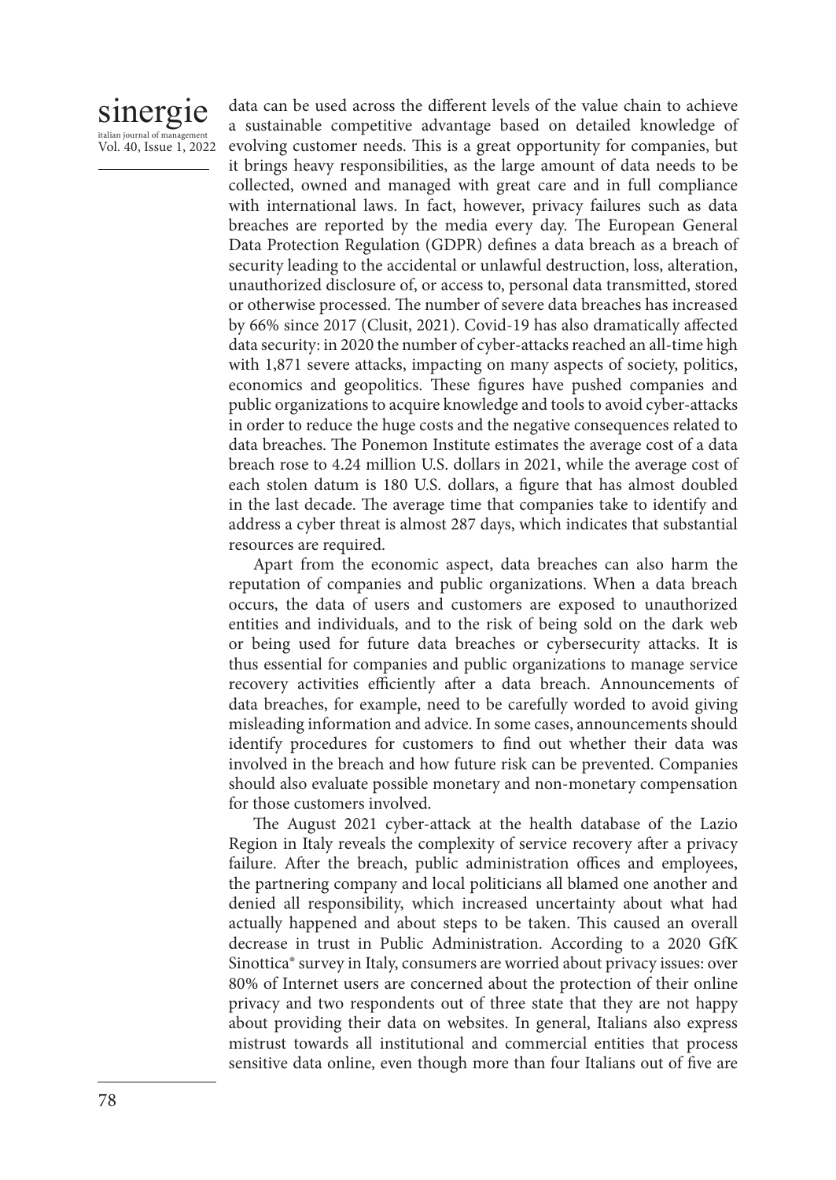data can be used across the different levels of the value chain to achieve a sustainable competitive advantage based on detailed knowledge of evolving customer needs. This is a great opportunity for companies, but it brings heavy responsibilities, as the large amount of data needs to be collected, owned and managed with great care and in full compliance with international laws. In fact, however, privacy failures such as data breaches are reported by the media every day. The European General Data Protection Regulation (GDPR) defines a data breach as a breach of security leading to the accidental or unlawful destruction, loss, alteration, unauthorized disclosure of, or access to, personal data transmitted, stored or otherwise processed. The number of severe data breaches has increased by 66% since 2017 (Clusit, 2021). Covid-19 has also dramatically affected data security: in 2020 the number of cyber-attacks reached an all-time high with 1,871 severe attacks, impacting on many aspects of society, politics, economics and geopolitics. These figures have pushed companies and public organizations to acquire knowledge and tools to avoid cyber-attacks in order to reduce the huge costs and the negative consequences related to data breaches. The Ponemon Institute estimates the average cost of a data breach rose to 4.24 million U.S. dollars in 2021, while the average cost of each stolen datum is 180 U.S. dollars, a figure that has almost doubled in the last decade. The average time that companies take to identify and address a cyber threat is almost 287 days, which indicates that substantial resources are required.

Apart from the economic aspect, data breaches can also harm the reputation of companies and public organizations. When a data breach occurs, the data of users and customers are exposed to unauthorized entities and individuals, and to the risk of being sold on the dark web or being used for future data breaches or cybersecurity attacks. It is thus essential for companies and public organizations to manage service recovery activities efficiently after a data breach. Announcements of data breaches, for example, need to be carefully worded to avoid giving misleading information and advice. In some cases, announcements should identify procedures for customers to find out whether their data was involved in the breach and how future risk can be prevented. Companies should also evaluate possible monetary and non-monetary compensation for those customers involved.

The August 2021 cyber-attack at the health database of the Lazio Region in Italy reveals the complexity of service recovery after a privacy failure. After the breach, public administration offices and employees, the partnering company and local politicians all blamed one another and denied all responsibility, which increased uncertainty about what had actually happened and about steps to be taken. This caused an overall decrease in trust in Public Administration. According to a 2020 GfK Sinottica® survey in Italy, consumers are worried about privacy issues: over 80% of Internet users are concerned about the protection of their online privacy and two respondents out of three state that they are not happy about providing their data on websites. In general, Italians also express mistrust towards all institutional and commercial entities that process sensitive data online, even though more than four Italians out of five are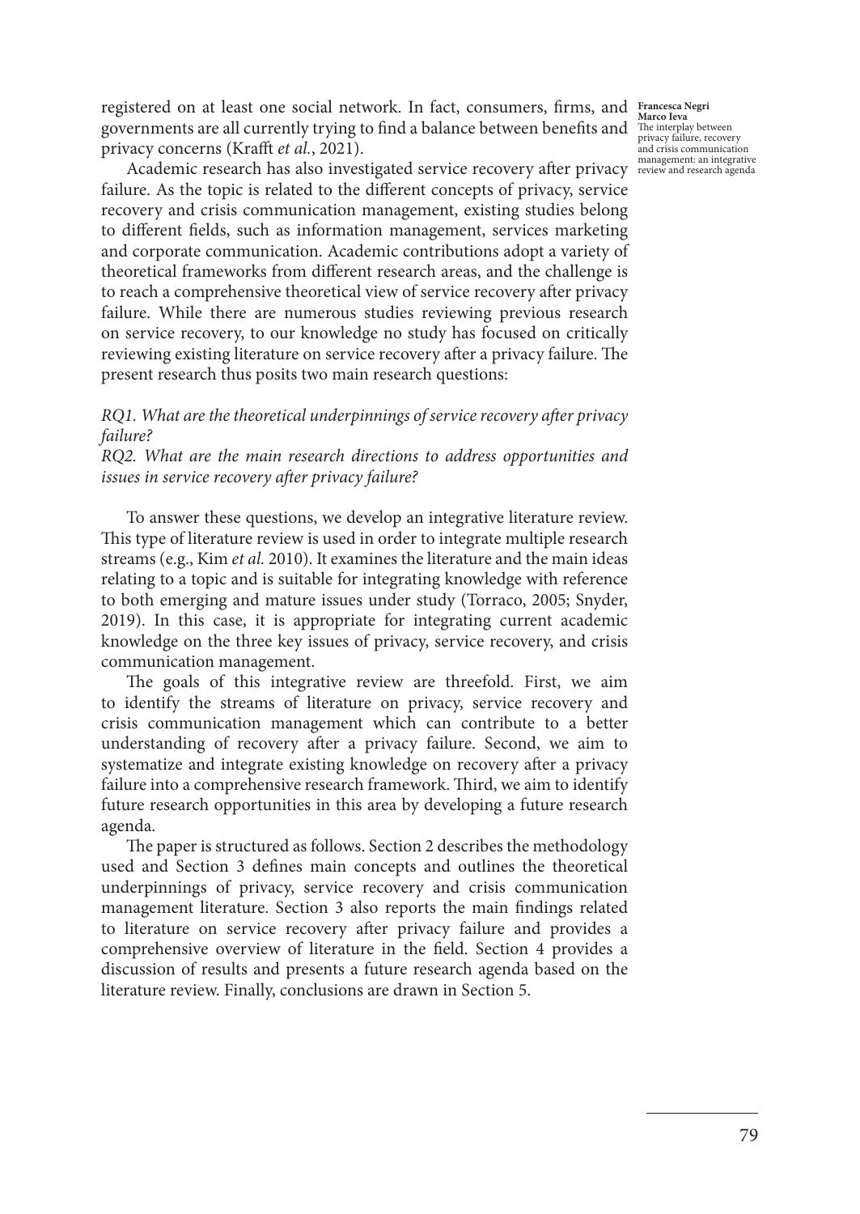registered on at least one social network. In fact, consumers, firms, and governments are all currently trying to find a balance between benefits and privacy concerns (Krafft *et al.*, 2021).

Academic research has also investigated service recovery after privacy failure. As the topic is related to the different concepts of privacy, service recovery and crisis communication management, existing studies belong to different fields, such as information management, services marketing and corporate communication. Academic contributions adopt a variety of theoretical frameworks from different research areas, and the challenge is to reach a comprehensive theoretical view of service recovery after privacy failure. While there are numerous studies reviewing previous research on service recovery, to our knowledge no study has focused on critically reviewing existing literature on service recovery after a privacy failure. The present research thus posits two main research questions:

*RQ1. What are the theoretical underpinnings of service recovery after privacy failure?*
*RQ2. What are the main research directions to address opportunities and issues in service recovery after privacy failure?*

To answer these questions, we develop an integrative literature review. This type of literature review is used in order to integrate multiple research streams (e.g., Kim *et al.* 2010). It examines the literature and the main ideas relating to a topic and is suitable for integrating knowledge with reference to both emerging and mature issues under study (Torraco, 2005; Snyder, 2019). In this case, it is appropriate for integrating current academic knowledge on the three key issues of privacy, service recovery, and crisis communication management.

The goals of this integrative review are threefold. First, we aim to identify the streams of literature on privacy, service recovery and crisis communication management which can contribute to a better understanding of recovery after a privacy failure. Second, we aim to systematize and integrate existing knowledge on recovery after a privacy failure into a comprehensive research framework. Third, we aim to identify future research opportunities in this area by developing a future research agenda.

The paper is structured as follows. Section 2 describes the methodology used and Section 3 defines main concepts and outlines the theoretical underpinnings of privacy, service recovery and crisis communication management literature. Section 3 also reports the main findings related to literature on service recovery after privacy failure and provides a comprehensive overview of literature in the field. Section 4 provides a discussion of results and presents a future research agenda based on the literature review. Finally, conclusions are drawn in Section 5.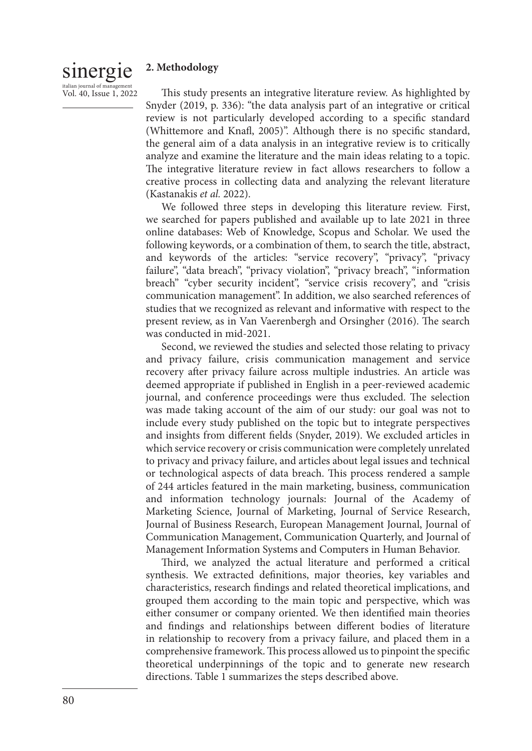## 2. Methodology

This study presents an integrative literature review. As highlighted by Snyder (2019, p. 336): "the data analysis part of an integrative or critical review is not particularly developed according to a specific standard (Whittemore and Knafl, 2005)". Although there is no specific standard, the general aim of a data analysis in an integrative review is to critically analyze and examine the literature and the main ideas relating to a topic. The integrative literature review in fact allows researchers to follow a creative process in collecting data and analyzing the relevant literature (Kastanakis *et al.* 2022).

We followed three steps in developing this literature review. First, we searched for papers published and available up to late 2021 in three online databases: Web of Knowledge, Scopus and Scholar. We used the following keywords, or a combination of them, to search the title, abstract, and keywords of the articles: "service recovery", "privacy", "privacy failure", "data breach", "privacy violation", "privacy breach", "information breach" "cyber security incident", "service crisis recovery", and "crisis communication management". In addition, we also searched references of studies that we recognized as relevant and informative with respect to the present review, as in Van Vaerenbergh and Orsingher (2016). The search was conducted in mid-2021.

Second, we reviewed the studies and selected those relating to privacy and privacy failure, crisis communication management and service recovery after privacy failure across multiple industries. An article was deemed appropriate if published in English in a peer-reviewed academic journal, and conference proceedings were thus excluded. The selection was made taking account of the aim of our study: our goal was not to include every study published on the topic but to integrate perspectives and insights from different fields (Snyder, 2019). We excluded articles in which service recovery or crisis communication were completely unrelated to privacy and privacy failure, and articles about legal issues and technical or technological aspects of data breach. This process rendered a sample of 244 articles featured in the main marketing, business, communication and information technology journals: Journal of the Academy of Marketing Science, Journal of Marketing, Journal of Service Research, Journal of Business Research, European Management Journal, Journal of Communication Management, Communication Quarterly, and Journal of Management Information Systems and Computers in Human Behavior.

Third, we analyzed the actual literature and performed a critical synthesis. We extracted definitions, major theories, key variables and characteristics, research findings and related theoretical implications, and grouped them according to the main topic and perspective, which was either consumer or company oriented. We then identified main theories and findings and relationships between different bodies of literature in relationship to recovery from a privacy failure, and placed them in a comprehensive framework. This process allowed us to pinpoint the specific theoretical underpinnings of the topic and to generate new research directions. Table 1 summarizes the steps described above.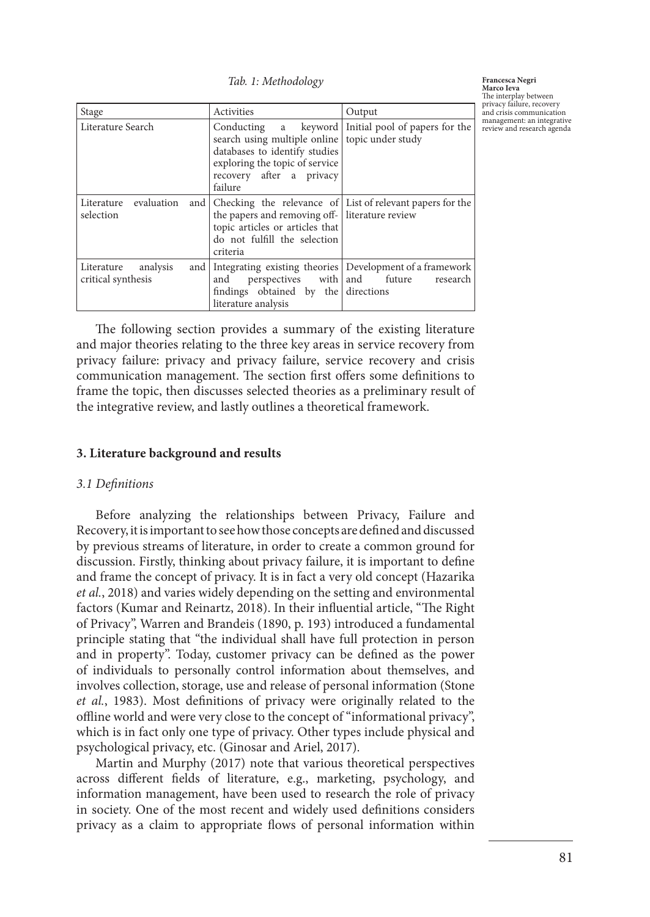*Tab. 1: Methodology*

| Stage | Activities | Output |
|---|---|---|
| Literature Search | Conducting a keyword search using multiple online databases to identify studies exploring the topic of service recovery after a privacy failure | Initial pool of papers for the topic under study |
| Literature evaluation and selection | Checking the relevance of the papers and removing off-topic articles or articles that do not fulfill the selection criteria | List of relevant papers for the literature review |
| Literature analysis and critical synthesis | Integrating existing theories and perspectives with findings obtained by the literature analysis | Development of a framework and future research directions |

The following section provides a summary of the existing literature and major theories relating to the three key areas in service recovery from privacy failure: privacy and privacy failure, service recovery and crisis communication management. The section first offers some definitions to frame the topic, then discusses selected theories as a preliminary result of the integrative review, and lastly outlines a theoretical framework.

## 3. Literature background and results

### *3.1 Definitions*

Before analyzing the relationships between Privacy, Failure and Recovery, it is important to see how those concepts are defined and discussed by previous streams of literature, in order to create a common ground for discussion. Firstly, thinking about privacy failure, it is important to define and frame the concept of privacy. It is in fact a very old concept (Hazarika *et al.*, 2018) and varies widely depending on the setting and environmental factors (Kumar and Reinartz, 2018). In their influential article, "The Right of Privacy", Warren and Brandeis (1890, p. 193) introduced a fundamental principle stating that "the individual shall have full protection in person and in property". Today, customer privacy can be defined as the power of individuals to personally control information about themselves, and involves collection, storage, use and release of personal information (Stone *et al.*, 1983). Most definitions of privacy were originally related to the offline world and were very close to the concept of "informational privacy", which is in fact only one type of privacy. Other types include physical and psychological privacy, etc. (Ginosar and Ariel, 2017).

Martin and Murphy (2017) note that various theoretical perspectives across different fields of literature, e.g., marketing, psychology, and information management, have been used to research the role of privacy in society. One of the most recent and widely used definitions considers privacy as a claim to appropriate flows of personal information within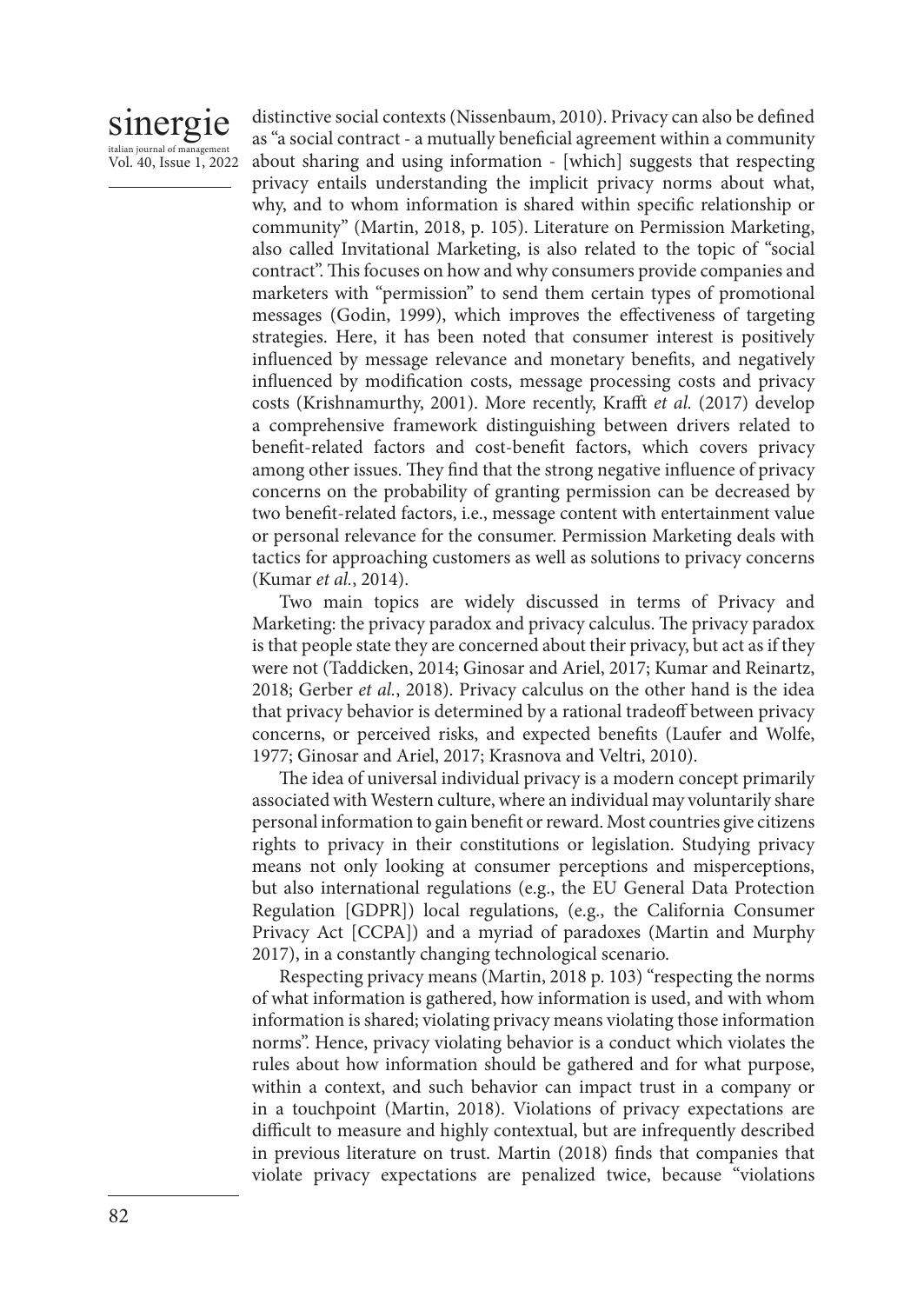distinctive social contexts (Nissenbaum, 2010). Privacy can also be defined as "a social contract - a mutually beneficial agreement within a community about sharing and using information - [which] suggests that respecting privacy entails understanding the implicit privacy norms about what, why, and to whom information is shared within specific relationship or community" (Martin, 2018, p. 105). Literature on Permission Marketing, also called Invitational Marketing, is also related to the topic of "social contract". This focuses on how and why consumers provide companies and marketers with "permission" to send them certain types of promotional messages (Godin, 1999), which improves the effectiveness of targeting strategies. Here, it has been noted that consumer interest is positively influenced by message relevance and monetary benefits, and negatively influenced by modification costs, message processing costs and privacy costs (Krishnamurthy, 2001). More recently, Krafft *et al.* (2017) develop a comprehensive framework distinguishing between drivers related to benefit-related factors and cost-benefit factors, which covers privacy among other issues. They find that the strong negative influence of privacy concerns on the probability of granting permission can be decreased by two benefit-related factors, i.e., message content with entertainment value or personal relevance for the consumer. Permission Marketing deals with tactics for approaching customers as well as solutions to privacy concerns (Kumar *et al.*, 2014).

Two main topics are widely discussed in terms of Privacy and Marketing: the privacy paradox and privacy calculus. The privacy paradox is that people state they are concerned about their privacy, but act as if they were not (Taddicken, 2014; Ginosar and Ariel, 2017; Kumar and Reinartz, 2018; Gerber *et al.*, 2018). Privacy calculus on the other hand is the idea that privacy behavior is determined by a rational tradeoff between privacy concerns, or perceived risks, and expected benefits (Laufer and Wolfe, 1977; Ginosar and Ariel, 2017; Krasnova and Veltri, 2010).

The idea of universal individual privacy is a modern concept primarily associated with Western culture, where an individual may voluntarily share personal information to gain benefit or reward. Most countries give citizens rights to privacy in their constitutions or legislation. Studying privacy means not only looking at consumer perceptions and misperceptions, but also international regulations (e.g., the EU General Data Protection Regulation [GDPR]) local regulations, (e.g., the California Consumer Privacy Act [CCPA]) and a myriad of paradoxes (Martin and Murphy 2017), in a constantly changing technological scenario.

Respecting privacy means (Martin, 2018 p. 103) "respecting the norms of what information is gathered, how information is used, and with whom information is shared; violating privacy means violating those information norms". Hence, privacy violating behavior is a conduct which violates the rules about how information should be gathered and for what purpose, within a context, and such behavior can impact trust in a company or in a touchpoint (Martin, 2018). Violations of privacy expectations are difficult to measure and highly contextual, but are infrequently described in previous literature on trust. Martin (2018) finds that companies that violate privacy expectations are penalized twice, because "violations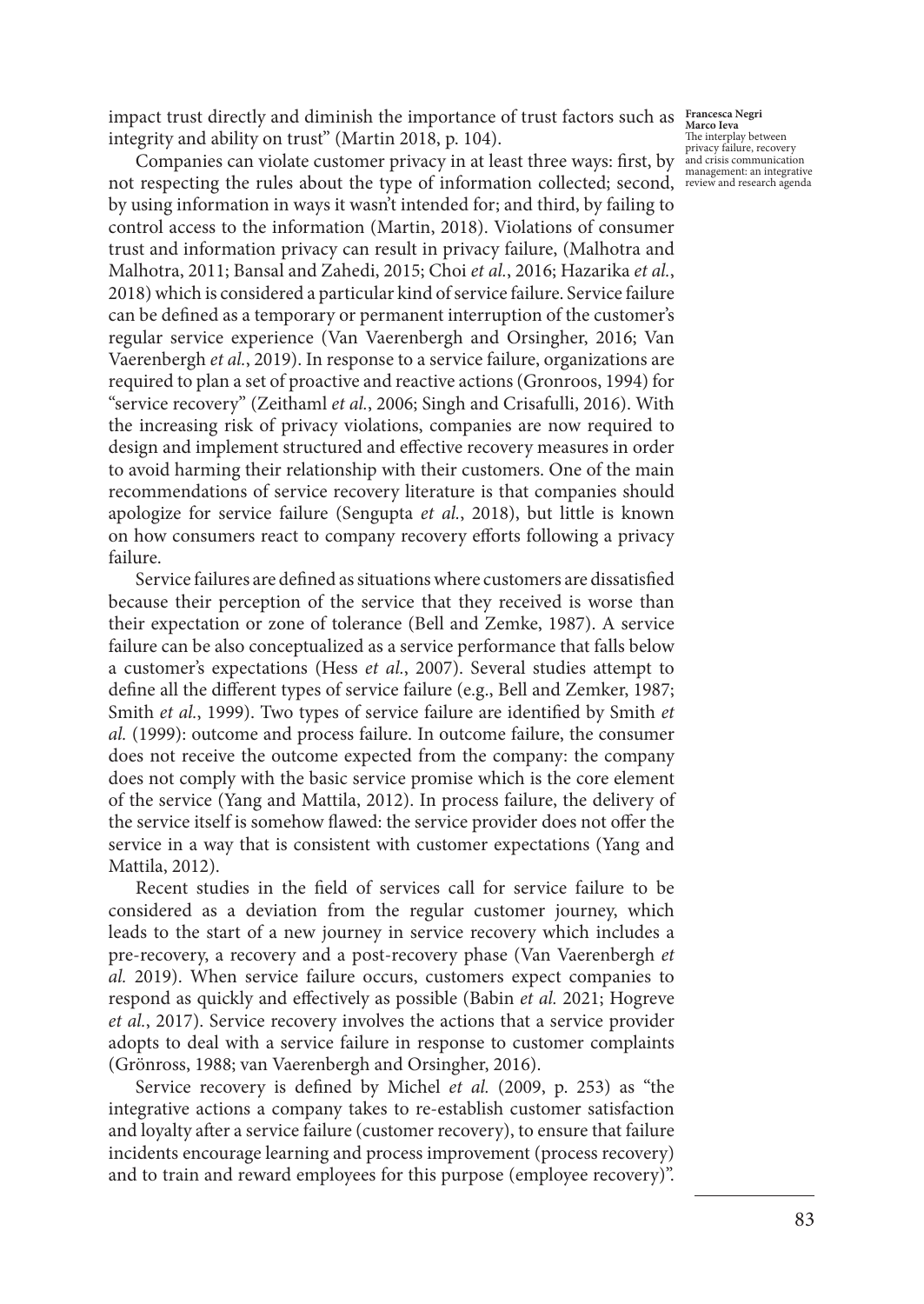impact trust directly and diminish the importance of trust factors such as integrity and ability on trust" (Martin 2018, p. 104).

Companies can violate customer privacy in at least three ways: first, by not respecting the rules about the type of information collected; second, by using information in ways it wasn't intended for; and third, by failing to control access to the information (Martin, 2018). Violations of consumer trust and information privacy can result in privacy failure, (Malhotra and Malhotra, 2011; Bansal and Zahedi, 2015; Choi *et al.*, 2016; Hazarika *et al.*, 2018) which is considered a particular kind of service failure. Service failure can be defined as a temporary or permanent interruption of the customer's regular service experience (Van Vaerenbergh and Orsingher, 2016; Van Vaerenbergh *et al.*, 2019). In response to a service failure, organizations are required to plan a set of proactive and reactive actions (Gronroos, 1994) for "service recovery" (Zeithaml *et al.*, 2006; Singh and Crisafulli, 2016). With the increasing risk of privacy violations, companies are now required to design and implement structured and effective recovery measures in order to avoid harming their relationship with their customers. One of the main recommendations of service recovery literature is that companies should apologize for service failure (Sengupta *et al.*, 2018), but little is known on how consumers react to company recovery efforts following a privacy failure.

Service failures are defined as situations where customers are dissatisfied because their perception of the service that they received is worse than their expectation or zone of tolerance (Bell and Zemke, 1987). A service failure can be also conceptualized as a service performance that falls below a customer's expectations (Hess *et al.*, 2007). Several studies attempt to define all the different types of service failure (e.g., Bell and Zemker, 1987; Smith *et al.*, 1999). Two types of service failure are identified by Smith *et al.* (1999): outcome and process failure. In outcome failure, the consumer does not receive the outcome expected from the company: the company does not comply with the basic service promise which is the core element of the service (Yang and Mattila, 2012). In process failure, the delivery of the service itself is somehow flawed: the service provider does not offer the service in a way that is consistent with customer expectations (Yang and Mattila, 2012).

Recent studies in the field of services call for service failure to be considered as a deviation from the regular customer journey, which leads to the start of a new journey in service recovery which includes a pre-recovery, a recovery and a post-recovery phase (Van Vaerenbergh *et al.* 2019). When service failure occurs, customers expect companies to respond as quickly and effectively as possible (Babin *et al.* 2021; Hogreve *et al.*, 2017). Service recovery involves the actions that a service provider adopts to deal with a service failure in response to customer complaints (Grönross, 1988; van Vaerenbergh and Orsingher, 2016).

Service recovery is defined by Michel *et al.* (2009, p. 253) as "the integrative actions a company takes to re-establish customer satisfaction and loyalty after a service failure (customer recovery), to ensure that failure incidents encourage learning and process improvement (process recovery) and to train and reward employees for this purpose (employee recovery)".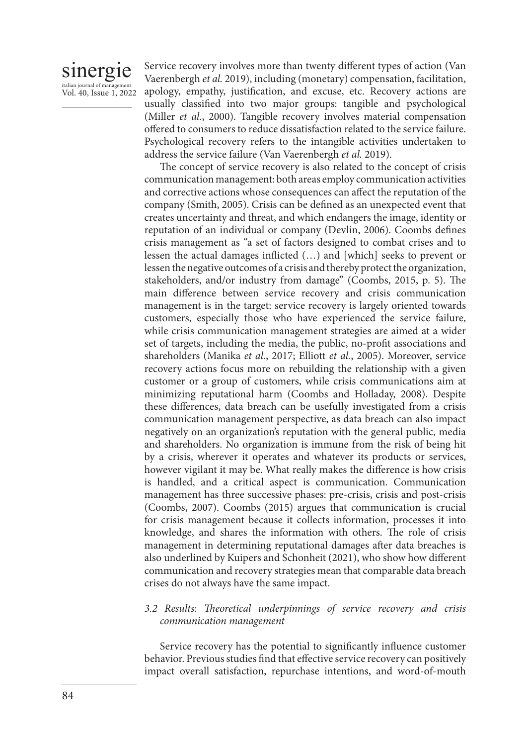Service recovery involves more than twenty different types of action (Van Vaerenbergh *et al.* 2019), including (monetary) compensation, facilitation, apology, empathy, justification, and excuse, etc. Recovery actions are usually classified into two major groups: tangible and psychological (Miller *et al.*, 2000). Tangible recovery involves material compensation offered to consumers to reduce dissatisfaction related to the service failure. Psychological recovery refers to the intangible activities undertaken to address the service failure (Van Vaerenbergh *et al.* 2019).

The concept of service recovery is also related to the concept of crisis communication management: both areas employ communication activities and corrective actions whose consequences can affect the reputation of the company (Smith, 2005). Crisis can be defined as an unexpected event that creates uncertainty and threat, and which endangers the image, identity or reputation of an individual or company (Devlin, 2006). Coombs defines crisis management as "a set of factors designed to combat crises and to lessen the actual damages inflicted (…) and [which] seeks to prevent or lessen the negative outcomes of a crisis and thereby protect the organization, stakeholders, and/or industry from damage" (Coombs, 2015, p. 5). The main difference between service recovery and crisis communication management is in the target: service recovery is largely oriented towards customers, especially those who have experienced the service failure, while crisis communication management strategies are aimed at a wider set of targets, including the media, the public, no-profit associations and shareholders (Manika *et al.*, 2017; Elliott *et al.*, 2005). Moreover, service recovery actions focus more on rebuilding the relationship with a given customer or a group of customers, while crisis communications aim at minimizing reputational harm (Coombs and Holladay, 2008). Despite these differences, data breach can be usefully investigated from a crisis communication management perspective, as data breach can also impact negatively on an organization's reputation with the general public, media and shareholders. No organization is immune from the risk of being hit by a crisis, wherever it operates and whatever its products or services, however vigilant it may be. What really makes the difference is how crisis is handled, and a critical aspect is communication. Communication management has three successive phases: pre-crisis, crisis and post-crisis (Coombs, 2007). Coombs (2015) argues that communication is crucial for crisis management because it collects information, processes it into knowledge, and shares the information with others. The role of crisis management in determining reputational damages after data breaches is also underlined by Kuipers and Schonheit (2021), who show how different communication and recovery strategies mean that comparable data breach crises do not always have the same impact.

### *3.2 Results: Theoretical underpinnings of service recovery and crisis communication management*

Service recovery has the potential to significantly influence customer behavior. Previous studies find that effective service recovery can positively impact overall satisfaction, repurchase intentions, and word-of-mouth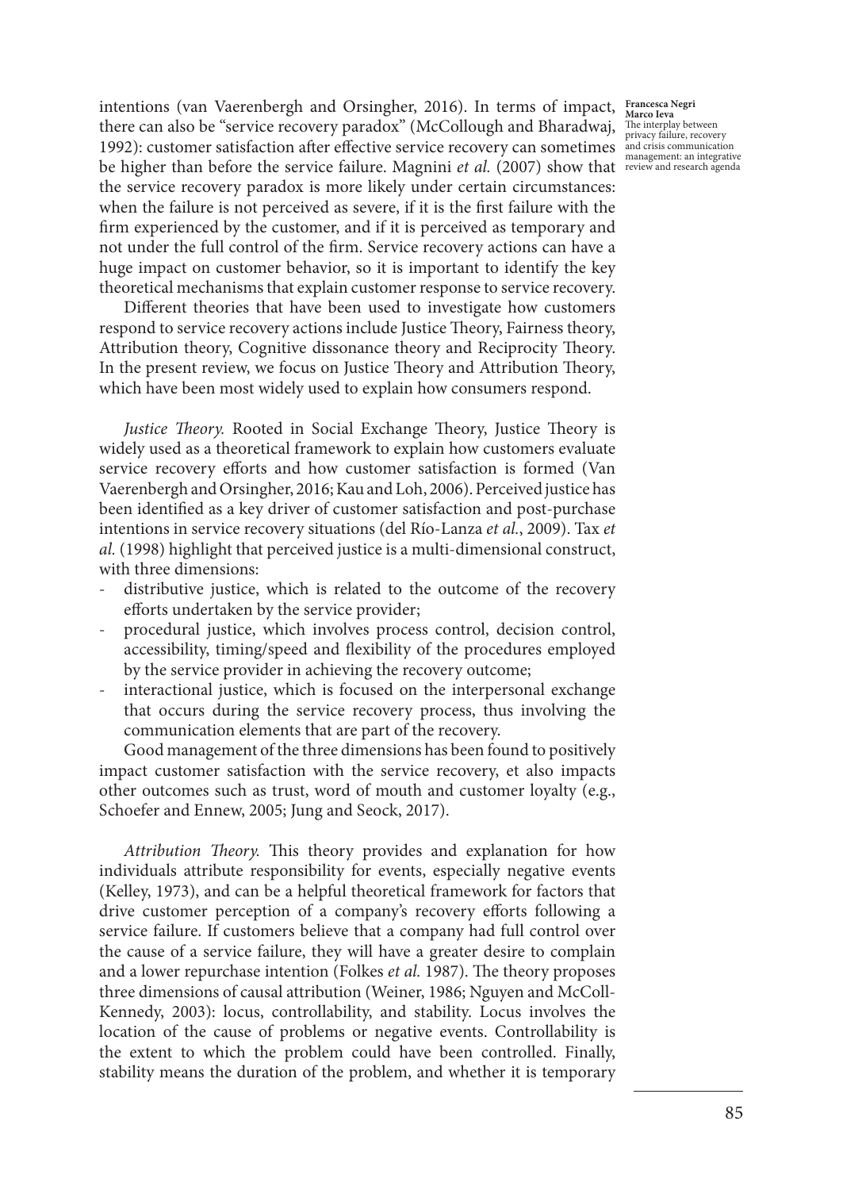intentions (van Vaerenbergh and Orsingher, 2016). In terms of impact, there can also be "service recovery paradox" (McCollough and Bharadwaj, 1992): customer satisfaction after effective service recovery can sometimes be higher than before the service failure. Magnini *et al.* (2007) show that the service recovery paradox is more likely under certain circumstances: when the failure is not perceived as severe, if it is the first failure with the firm experienced by the customer, and if it is perceived as temporary and not under the full control of the firm. Service recovery actions can have a huge impact on customer behavior, so it is important to identify the key theoretical mechanisms that explain customer response to service recovery.

Different theories that have been used to investigate how customers respond to service recovery actions include Justice Theory, Fairness theory, Attribution theory, Cognitive dissonance theory and Reciprocity Theory. In the present review, we focus on Justice Theory and Attribution Theory, which have been most widely used to explain how consumers respond.

*Justice Theory.* Rooted in Social Exchange Theory, Justice Theory is widely used as a theoretical framework to explain how customers evaluate service recovery efforts and how customer satisfaction is formed (Van Vaerenbergh and Orsingher, 2016; Kau and Loh, 2006). Perceived justice has been identified as a key driver of customer satisfaction and post-purchase intentions in service recovery situations (del Río-Lanza *et al.*, 2009). Tax *et al.* (1998) highlight that perceived justice is a multi-dimensional construct, with three dimensions:

- distributive justice, which is related to the outcome of the recovery efforts undertaken by the service provider;
- procedural justice, which involves process control, decision control, accessibility, timing/speed and flexibility of the procedures employed by the service provider in achieving the recovery outcome;
- interactional justice, which is focused on the interpersonal exchange that occurs during the service recovery process, thus involving the communication elements that are part of the recovery.

Good management of the three dimensions has been found to positively impact customer satisfaction with the service recovery, et also impacts other outcomes such as trust, word of mouth and customer loyalty (e.g., Schoefer and Ennew, 2005; Jung and Seock, 2017).

*Attribution Theory.* This theory provides and explanation for how individuals attribute responsibility for events, especially negative events (Kelley, 1973), and can be a helpful theoretical framework for factors that drive customer perception of a company's recovery efforts following a service failure. If customers believe that a company had full control over the cause of a service failure, they will have a greater desire to complain and a lower repurchase intention (Folkes *et al.* 1987). The theory proposes three dimensions of causal attribution (Weiner, 1986; Nguyen and McColl-Kennedy, 2003): locus, controllability, and stability. Locus involves the location of the cause of problems or negative events. Controllability is the extent to which the problem could have been controlled. Finally, stability means the duration of the problem, and whether it is temporary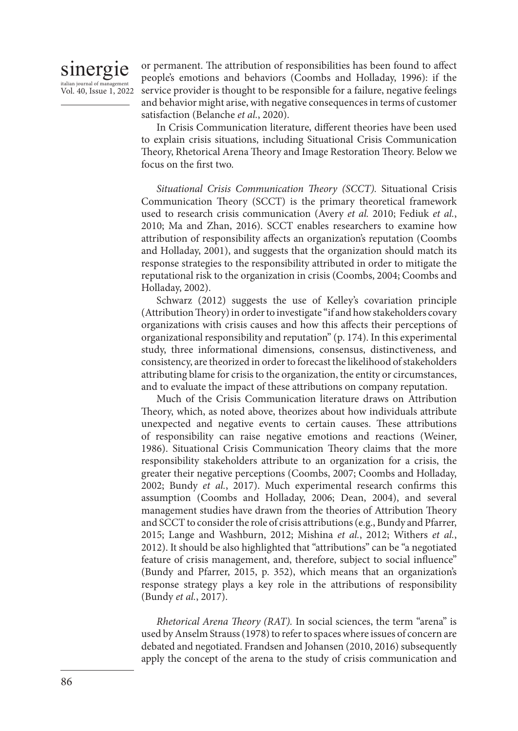or permanent. The attribution of responsibilities has been found to affect people's emotions and behaviors (Coombs and Holladay, 1996): if the service provider is thought to be responsible for a failure, negative feelings and behavior might arise, with negative consequences in terms of customer satisfaction (Belanche *et al.*, 2020).

In Crisis Communication literature, different theories have been used to explain crisis situations, including Situational Crisis Communication Theory, Rhetorical Arena Theory and Image Restoration Theory. Below we focus on the first two.

*Situational Crisis Communication Theory (SCCT).* Situational Crisis Communication Theory (SCCT) is the primary theoretical framework used to research crisis communication (Avery *et al.* 2010; Fediuk *et al.*, 2010; Ma and Zhan, 2016). SCCT enables researchers to examine how attribution of responsibility affects an organization's reputation (Coombs and Holladay, 2001), and suggests that the organization should match its response strategies to the responsibility attributed in order to mitigate the reputational risk to the organization in crisis (Coombs, 2004; Coombs and Holladay, 2002).

Schwarz (2012) suggests the use of Kelley's covariation principle (Attribution Theory) in order to investigate "if and how stakeholders covary organizations with crisis causes and how this affects their perceptions of organizational responsibility and reputation" (p. 174). In this experimental study, three informational dimensions, consensus, distinctiveness, and consistency, are theorized in order to forecast the likelihood of stakeholders attributing blame for crisis to the organization, the entity or circumstances, and to evaluate the impact of these attributions on company reputation.

Much of the Crisis Communication literature draws on Attribution Theory, which, as noted above, theorizes about how individuals attribute unexpected and negative events to certain causes. These attributions of responsibility can raise negative emotions and reactions (Weiner, 1986). Situational Crisis Communication Theory claims that the more responsibility stakeholders attribute to an organization for a crisis, the greater their negative perceptions (Coombs, 2007; Coombs and Holladay, 2002; Bundy *et al.*, 2017). Much experimental research confirms this assumption (Coombs and Holladay, 2006; Dean, 2004), and several management studies have drawn from the theories of Attribution Theory and SCCT to consider the role of crisis attributions (e.g., Bundy and Pfarrer, 2015; Lange and Washburn, 2012; Mishina *et al.*, 2012; Withers *et al.*, 2012). It should be also highlighted that "attributions" can be "a negotiated feature of crisis management, and, therefore, subject to social influence" (Bundy and Pfarrer, 2015, p. 352), which means that an organization's response strategy plays a key role in the attributions of responsibility (Bundy *et al.*, 2017).

*Rhetorical Arena Theory (RAT).* In social sciences, the term "arena" is used by Anselm Strauss (1978) to refer to spaces where issues of concern are debated and negotiated. Frandsen and Johansen (2010, 2016) subsequently apply the concept of the arena to the study of crisis communication and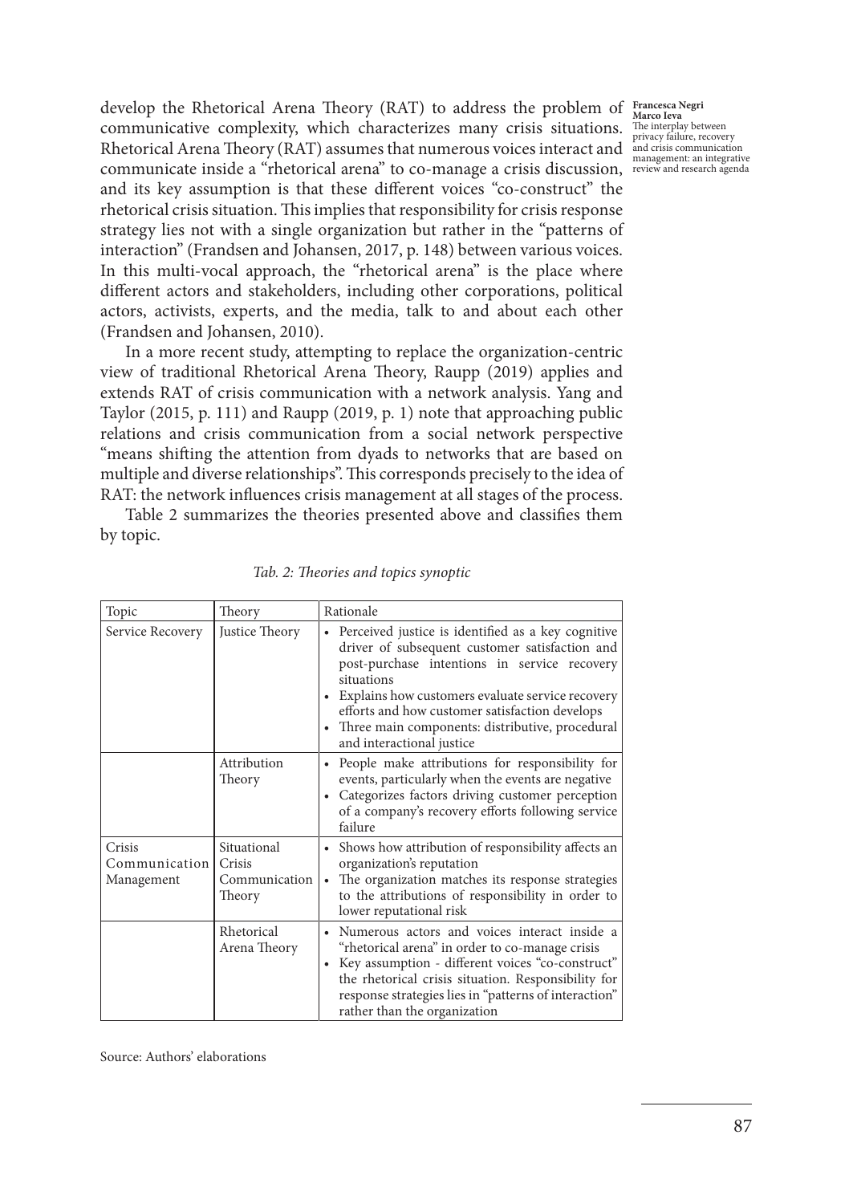develop the Rhetorical Arena Theory (RAT) to address the problem of communicative complexity, which characterizes many crisis situations. Rhetorical Arena Theory (RAT) assumes that numerous voices interact and communicate inside a "rhetorical arena" to co-manage a crisis discussion, and its key assumption is that these different voices "co-construct" the rhetorical crisis situation. This implies that responsibility for crisis response strategy lies not with a single organization but rather in the "patterns of interaction" (Frandsen and Johansen, 2017, p. 148) between various voices. In this multi-vocal approach, the "rhetorical arena" is the place where different actors and stakeholders, including other corporations, political actors, activists, experts, and the media, talk to and about each other (Frandsen and Johansen, 2010).

In a more recent study, attempting to replace the organization-centric view of traditional Rhetorical Arena Theory, Raupp (2019) applies and extends RAT of crisis communication with a network analysis. Yang and Taylor (2015, p. 111) and Raupp (2019, p. 1) note that approaching public relations and crisis communication from a social network perspective "means shifting the attention from dyads to networks that are based on multiple and diverse relationships". This corresponds precisely to the idea of RAT: the network influences crisis management at all stages of the process.

Table 2 summarizes the theories presented above and classifies them by topic.

*Tab. 2: Theories and topics synoptic*

| Topic | Theory | Rationale |
|---|---|---|
| Service Recovery | Justice Theory | • Perceived justice is identified as a key cognitive driver of subsequent customer satisfaction and post-purchase intentions in service recovery situations<br>• Explains how customers evaluate service recovery efforts and how customer satisfaction develops<br>• Three main components: distributive, procedural and interactional justice |
| | Attribution Theory | • People make attributions for responsibility for events, particularly when the events are negative<br>• Categorizes factors driving customer perception of a company's recovery efforts following service failure |
| Crisis Communication Management | Situational Crisis Communication Theory | • Shows how attribution of responsibility affects an organization's reputation<br>• The organization matches its response strategies to the attributions of responsibility in order to lower reputational risk |
| | Rhetorical Arena Theory | • Numerous actors and voices interact inside a "rhetorical arena" in order to co-manage crisis<br>• Key assumption - different voices "co-construct" the rhetorical crisis situation. Responsibility for response strategies lies in "patterns of interaction" rather than the organization |

Source: Authors' elaborations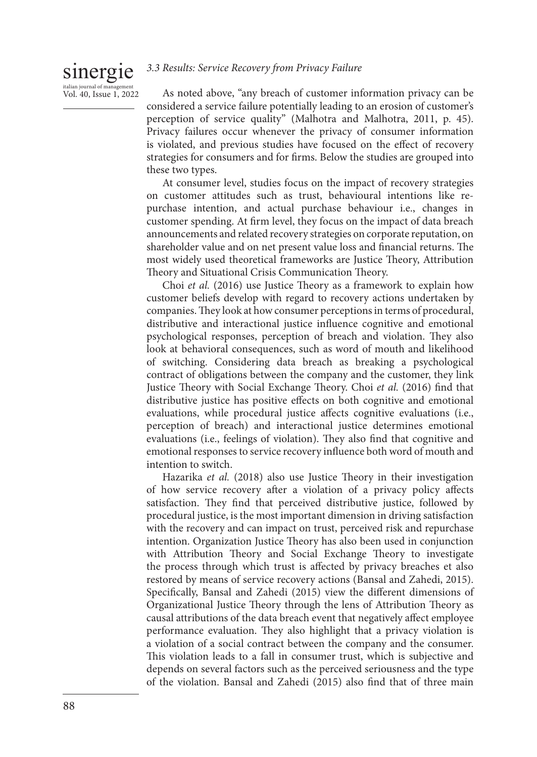### 3.3 Results: Service Recovery from Privacy Failure

As noted above, "any breach of customer information privacy can be considered a service failure potentially leading to an erosion of customer's perception of service quality" (Malhotra and Malhotra, 2011, p. 45). Privacy failures occur whenever the privacy of consumer information is violated, and previous studies have focused on the effect of recovery strategies for consumers and for firms. Below the studies are grouped into these two types.

At consumer level, studies focus on the impact of recovery strategies on customer attitudes such as trust, behavioural intentions like re-purchase intention, and actual purchase behaviour i.e., changes in customer spending. At firm level, they focus on the impact of data breach announcements and related recovery strategies on corporate reputation, on shareholder value and on net present value loss and financial returns. The most widely used theoretical frameworks are Justice Theory, Attribution Theory and Situational Crisis Communication Theory.

Choi *et al.* (2016) use Justice Theory as a framework to explain how customer beliefs develop with regard to recovery actions undertaken by companies. They look at how consumer perceptions in terms of procedural, distributive and interactional justice influence cognitive and emotional psychological responses, perception of breach and violation. They also look at behavioral consequences, such as word of mouth and likelihood of switching. Considering data breach as breaking a psychological contract of obligations between the company and the customer, they link Justice Theory with Social Exchange Theory. Choi *et al.* (2016) find that distributive justice has positive effects on both cognitive and emotional evaluations, while procedural justice affects cognitive evaluations (i.e., perception of breach) and interactional justice determines emotional evaluations (i.e., feelings of violation). They also find that cognitive and emotional responses to service recovery influence both word of mouth and intention to switch.

Hazarika *et al.* (2018) also use Justice Theory in their investigation of how service recovery after a violation of a privacy policy affects satisfaction. They find that perceived distributive justice, followed by procedural justice, is the most important dimension in driving satisfaction with the recovery and can impact on trust, perceived risk and repurchase intention. Organization Justice Theory has also been used in conjunction with Attribution Theory and Social Exchange Theory to investigate the process through which trust is affected by privacy breaches et also restored by means of service recovery actions (Bansal and Zahedi, 2015). Specifically, Bansal and Zahedi (2015) view the different dimensions of Organizational Justice Theory through the lens of Attribution Theory as causal attributions of the data breach event that negatively affect employee performance evaluation. They also highlight that a privacy violation is a violation of a social contract between the company and the consumer. This violation leads to a fall in consumer trust, which is subjective and depends on several factors such as the perceived seriousness and the type of the violation. Bansal and Zahedi (2015) also find that of three main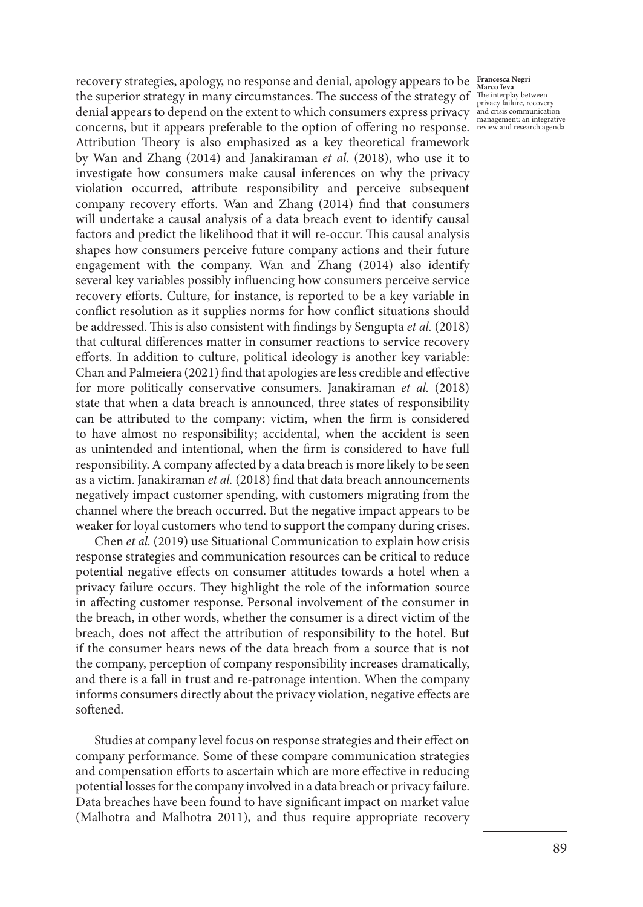recovery strategies, apology, no response and denial, apology appears to be the superior strategy in many circumstances. The success of the strategy of denial appears to depend on the extent to which consumers express privacy concerns, but it appears preferable to the option of offering no response. Attribution Theory is also emphasized as a key theoretical framework by Wan and Zhang (2014) and Janakiraman *et al.* (2018), who use it to investigate how consumers make causal inferences on why the privacy violation occurred, attribute responsibility and perceive subsequent company recovery efforts. Wan and Zhang (2014) find that consumers will undertake a causal analysis of a data breach event to identify causal factors and predict the likelihood that it will re-occur. This causal analysis shapes how consumers perceive future company actions and their future engagement with the company. Wan and Zhang (2014) also identify several key variables possibly influencing how consumers perceive service recovery efforts. Culture, for instance, is reported to be a key variable in conflict resolution as it supplies norms for how conflict situations should be addressed. This is also consistent with findings by Sengupta *et al.* (2018) that cultural differences matter in consumer reactions to service recovery efforts. In addition to culture, political ideology is another key variable: Chan and Palmeiera (2021) find that apologies are less credible and effective for more politically conservative consumers. Janakiraman *et al.* (2018) state that when a data breach is announced, three states of responsibility can be attributed to the company: victim, when the firm is considered to have almost no responsibility; accidental, when the accident is seen as unintended and intentional, when the firm is considered to have full responsibility. A company affected by a data breach is more likely to be seen as a victim. Janakiraman *et al.* (2018) find that data breach announcements negatively impact customer spending, with customers migrating from the channel where the breach occurred. But the negative impact appears to be weaker for loyal customers who tend to support the company during crises.

Chen *et al.* (2019) use Situational Communication to explain how crisis response strategies and communication resources can be critical to reduce potential negative effects on consumer attitudes towards a hotel when a privacy failure occurs. They highlight the role of the information source in affecting customer response. Personal involvement of the consumer in the breach, in other words, whether the consumer is a direct victim of the breach, does not affect the attribution of responsibility to the hotel. But if the consumer hears news of the data breach from a source that is not the company, perception of company responsibility increases dramatically, and there is a fall in trust and re-patronage intention. When the company informs consumers directly about the privacy violation, negative effects are softened.

Studies at company level focus on response strategies and their effect on company performance. Some of these compare communication strategies and compensation efforts to ascertain which are more effective in reducing potential losses for the company involved in a data breach or privacy failure. Data breaches have been found to have significant impact on market value (Malhotra and Malhotra 2011), and thus require appropriate recovery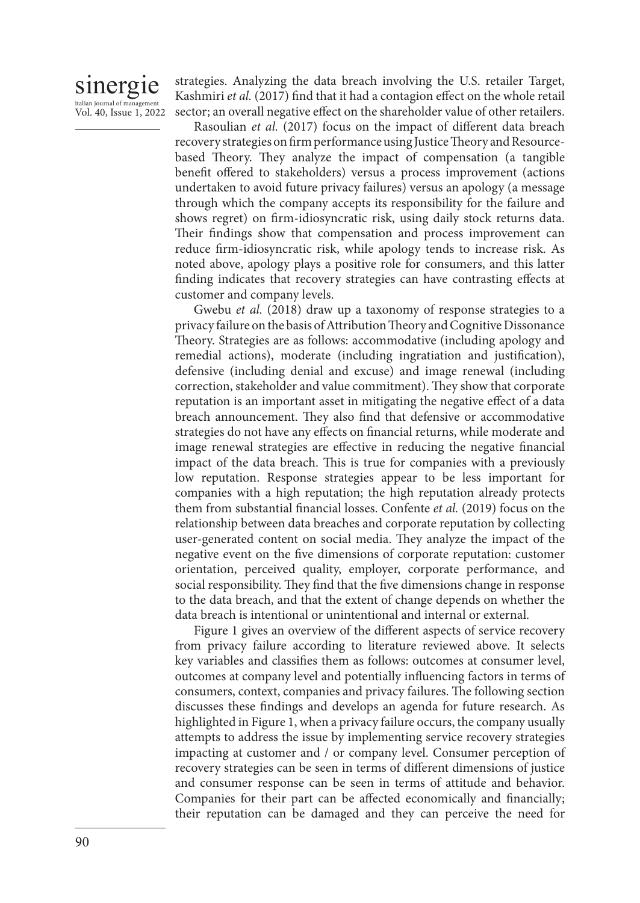strategies. Analyzing the data breach involving the U.S. retailer Target, Kashmiri *et al.* (2017) find that it had a contagion effect on the whole retail sector; an overall negative effect on the shareholder value of other retailers.

Rasoulian *et al.* (2017) focus on the impact of different data breach recovery strategies on firm performance using Justice Theory and Resource-based Theory. They analyze the impact of compensation (a tangible benefit offered to stakeholders) versus a process improvement (actions undertaken to avoid future privacy failures) versus an apology (a message through which the company accepts its responsibility for the failure and shows regret) on firm-idiosyncratic risk, using daily stock returns data. Their findings show that compensation and process improvement can reduce firm-idiosyncratic risk, while apology tends to increase risk. As noted above, apology plays a positive role for consumers, and this latter finding indicates that recovery strategies can have contrasting effects at customer and company levels.

Gwebu *et al.* (2018) draw up a taxonomy of response strategies to a privacy failure on the basis of Attribution Theory and Cognitive Dissonance Theory. Strategies are as follows: accommodative (including apology and remedial actions), moderate (including ingratiation and justification), defensive (including denial and excuse) and image renewal (including correction, stakeholder and value commitment). They show that corporate reputation is an important asset in mitigating the negative effect of a data breach announcement. They also find that defensive or accommodative strategies do not have any effects on financial returns, while moderate and image renewal strategies are effective in reducing the negative financial impact of the data breach. This is true for companies with a previously low reputation. Response strategies appear to be less important for companies with a high reputation; the high reputation already protects them from substantial financial losses. Confente *et al.* (2019) focus on the relationship between data breaches and corporate reputation by collecting user-generated content on social media. They analyze the impact of the negative event on the five dimensions of corporate reputation: customer orientation, perceived quality, employer, corporate performance, and social responsibility. They find that the five dimensions change in response to the data breach, and that the extent of change depends on whether the data breach is intentional or unintentional and internal or external.

Figure 1 gives an overview of the different aspects of service recovery from privacy failure according to literature reviewed above. It selects key variables and classifies them as follows: outcomes at consumer level, outcomes at company level and potentially influencing factors in terms of consumers, context, companies and privacy failures. The following section discusses these findings and develops an agenda for future research. As highlighted in Figure 1, when a privacy failure occurs, the company usually attempts to address the issue by implementing service recovery strategies impacting at customer and / or company level. Consumer perception of recovery strategies can be seen in terms of different dimensions of justice and consumer response can be seen in terms of attitude and behavior. Companies for their part can be affected economically and financially; their reputation can be damaged and they can perceive the need for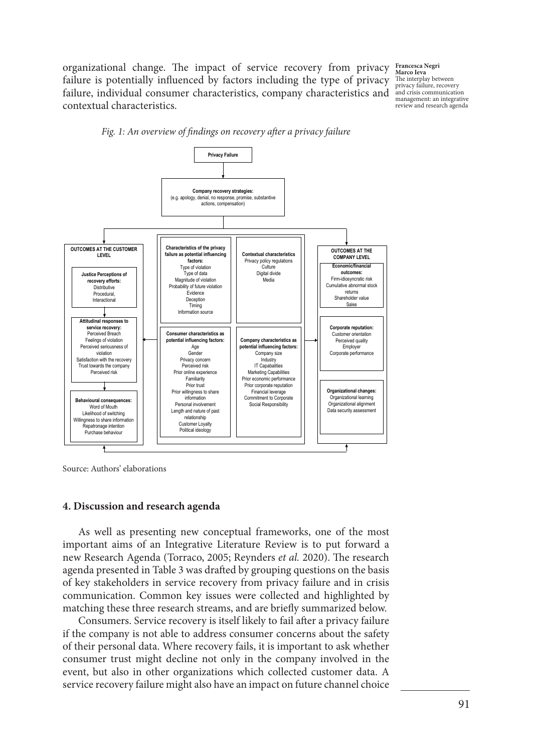organizational change. The impact of service recovery from privacy failure is potentially influenced by factors including the type of privacy failure, individual consumer characteristics, company characteristics and contextual characteristics.

*Fig. 1: An overview of findings on recovery after a privacy failure*

**Privacy Failure**

**Company recovery strategies:**
(e.g. apology, denial, no response, promise, substantive actions, compensation)

**OUTCOMES AT THE CUSTOMER LEVEL**

**Justice Perceptions of recovery efforts:**
Distributive
Procedural,
Interactional

**Attitudinal responses to service recovery:**
Perceived Breach
Feelings of violation
Perceived seriousness of violation
Satisfaction with the recovery
Trust towards the company
Perceived risk

**Behavioural consequences:**
Word of Mouth
Likelihood of switching
Willingness to share information
Repatronage intention
Purchase behaviour

**Characteristics of the privacy failure as potential influencing factors:**
Type of violation
Type of data
Magnitude of violation
Probability of future violation
Evidence
Deception
Timing
Information source

**Contextual characteristics**
Privacy policy regulations
Culture
Digital divide
Media

**Consumer characteristics as potential influencing factors:**
Age
Gender
Privacy concern
Perceived risk
Prior online experience
Familiarity
Prior trust
Prior willingness to share information
Personal involvement
Length and nature of past relationship
Customer Loyalty
Political ideology

**Company characteristics as potential influencing factors:**
Company size
Industry
IT Capabalities
Marketing Capabilities
Prior economic performance
Prior corporate reputation
Financial leverage
Commitment to Corporate Social Responsibility

**OUTCOMES AT THE COMPANY LEVEL**

**Economic/financial outcomes:**
Firm-idiosyncratic risk
Cumulative abnormal stock returns
Shareholder value
Sales

**Corporate reputation:**
Customer orientation
Perceived quality
Employer
Corporate performance

**Organizational changes:**
Organizational learning
Organizational alignment
Data security assessment

Source: Authors' elaborations

## 4. Discussion and research agenda

As well as presenting new conceptual frameworks, one of the most important aims of an Integrative Literature Review is to put forward a new Research Agenda (Torraco, 2005; Reynders *et al.* 2020). The research agenda presented in Table 3 was drafted by grouping questions on the basis of key stakeholders in service recovery from privacy failure and in crisis communication. Common key issues were collected and highlighted by matching these three research streams, and are briefly summarized below.

Consumers. Service recovery is itself likely to fail after a privacy failure if the company is not able to address consumer concerns about the safety of their personal data. Where recovery fails, it is important to ask whether consumer trust might decline not only in the company involved in the event, but also in other organizations which collected customer data. A service recovery failure might also have an impact on future channel choice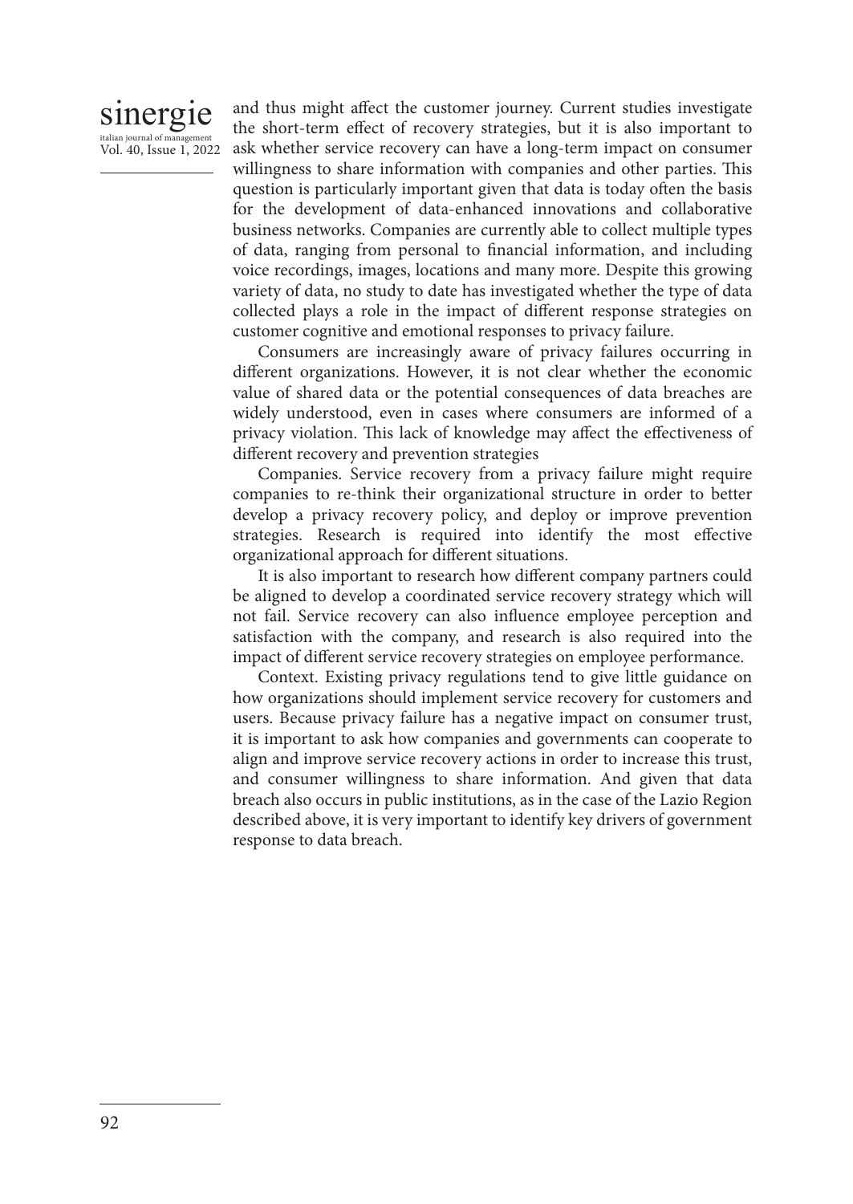and thus might affect the customer journey. Current studies investigate the short-term effect of recovery strategies, but it is also important to ask whether service recovery can have a long-term impact on consumer willingness to share information with companies and other parties. This question is particularly important given that data is today often the basis for the development of data-enhanced innovations and collaborative business networks. Companies are currently able to collect multiple types of data, ranging from personal to financial information, and including voice recordings, images, locations and many more. Despite this growing variety of data, no study to date has investigated whether the type of data collected plays a role in the impact of different response strategies on customer cognitive and emotional responses to privacy failure.

Consumers are increasingly aware of privacy failures occurring in different organizations. However, it is not clear whether the economic value of shared data or the potential consequences of data breaches are widely understood, even in cases where consumers are informed of a privacy violation. This lack of knowledge may affect the effectiveness of different recovery and prevention strategies

Companies. Service recovery from a privacy failure might require companies to re-think their organizational structure in order to better develop a privacy recovery policy, and deploy or improve prevention strategies. Research is required into identify the most effective organizational approach for different situations.

It is also important to research how different company partners could be aligned to develop a coordinated service recovery strategy which will not fail. Service recovery can also influence employee perception and satisfaction with the company, and research is also required into the impact of different service recovery strategies on employee performance.

Context. Existing privacy regulations tend to give little guidance on how organizations should implement service recovery for customers and users. Because privacy failure has a negative impact on consumer trust, it is important to ask how companies and governments can cooperate to align and improve service recovery actions in order to increase this trust, and consumer willingness to share information. And given that data breach also occurs in public institutions, as in the case of the Lazio Region described above, it is very important to identify key drivers of government response to data breach.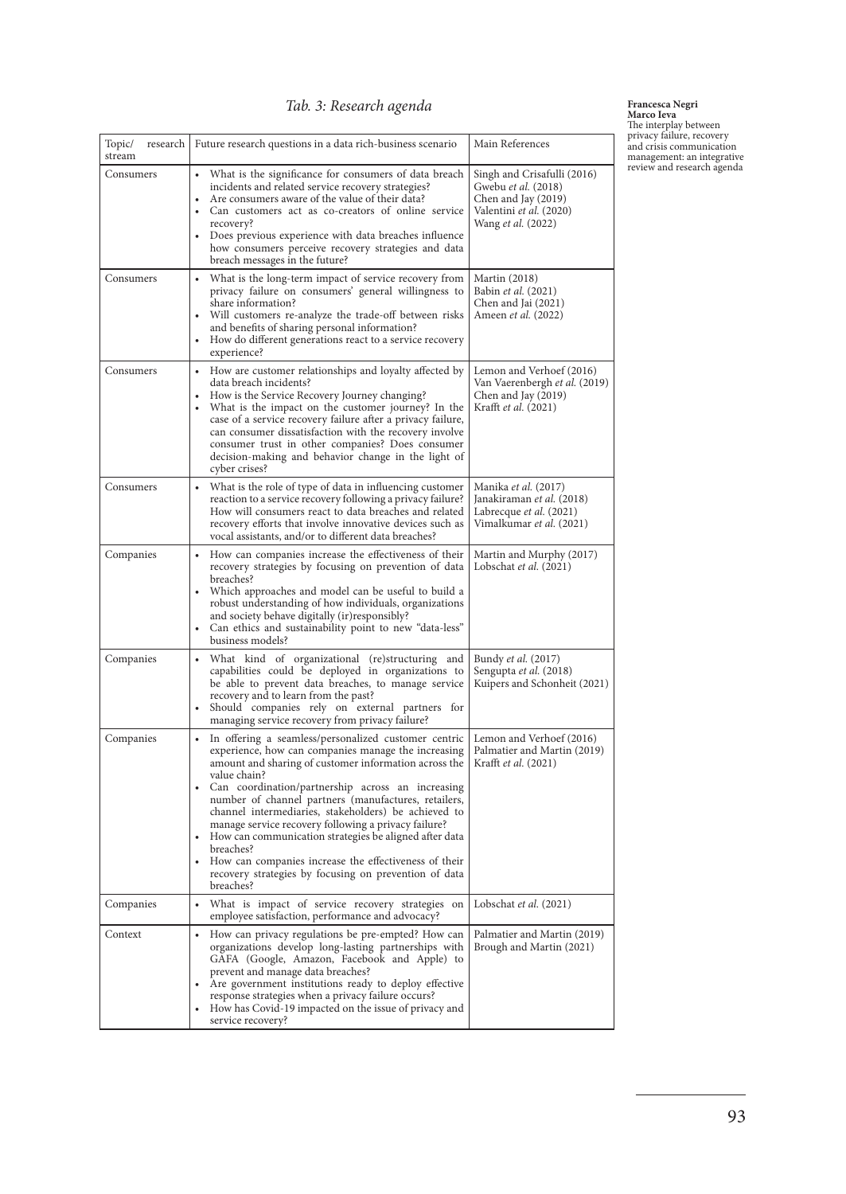*Tab. 3: Research agenda*

| Topic/ research stream | Future research questions in a data rich-business scenario | Main References |
|---|---|---|
| Consumers | • What is the significance for consumers of data breach incidents and related service recovery strategies?<br>• Are consumers aware of the value of their data?<br>• Can customers act as co-creators of online service recovery?<br>• Does previous experience with data breaches influence how consumers perceive recovery strategies and data breach messages in the future? | Singh and Crisafulli (2016)<br>Gwebu *et al.* (2018)<br>Chen and Jay (2019)<br>Valentini *et al.* (2020)<br>Wang *et al.* (2022) |
| Consumers | • What is the long-term impact of service recovery from privacy failure on consumers' general willingness to share information?<br>• Will customers re-analyze the trade-off between risks and benefits of sharing personal information?<br>• How do different generations react to a service recovery experience? | Martin (2018)<br>Babin *et al.* (2021)<br>Chen and Jai (2021)<br>Ameen *et al.* (2022) |
| Consumers | • How are customer relationships and loyalty affected by data breach incidents?<br>• How is the Service Recovery Journey changing?<br>• What is the impact on the customer journey? In the case of a service recovery failure after a privacy failure, can consumer dissatisfaction with the recovery involve consumer trust in other companies? Does consumer decision-making and behavior change in the light of cyber crises? | Lemon and Verhoef (2016)<br>Van Vaerenbergh *et al.* (2019)<br>Chen and Jay (2019)<br>Krafft *et al.* (2021) |
| Consumers | • What is the role of type of data in influencing customer reaction to a service recovery following a privacy failure? How will consumers react to data breaches and related recovery efforts that involve innovative devices such as vocal assistants, and/or to different data breaches? | Manika *et al.* (2017)<br>Janakiraman *et al.* (2018)<br>Labrecque *et al.* (2021)<br>Vimalkumar *et al.* (2021) |
| Companies | • How can companies increase the effectiveness of their recovery strategies by focusing on prevention of data breaches?<br>• Which approaches and model can be useful to build a robust understanding of how individuals, organizations and society behave digitally (ir)responsibly?<br>• Can ethics and sustainability point to new "data-less" business models? | Martin and Murphy (2017)<br>Lobschat *et al.* (2021) |
| Companies | • What kind of organizational (re)structuring and capabilities could be deployed in organizations to be able to prevent data breaches, to manage service recovery and to learn from the past?<br>• Should companies rely on external partners for managing service recovery from privacy failure? | Bundy *et al.* (2017)<br>Sengupta *et al.* (2018)<br>Kuipers and Schonheit (2021) |
| Companies | • In offering a seamless/personalized customer centric experience, how can companies manage the increasing amount and sharing of customer information across the value chain?<br>• Can coordination/partnership across an increasing number of channel partners (manufactures, retailers, channel intermediaries, stakeholders) be achieved to manage service recovery following a privacy failure?<br>• How can communication strategies be aligned after data breaches?<br>• How can companies increase the effectiveness of their recovery strategies by focusing on prevention of data breaches? | Lemon and Verhoef (2016)<br>Palmatier and Martin (2019)<br>Krafft *et al.* (2021) |
| Companies | • What is impact of service recovery strategies on employee satisfaction, performance and advocacy? | Lobschat *et al.* (2021) |
| Context | • How can privacy regulations be pre-empted? How can organizations develop long-lasting partnerships with GAFA (Google, Amazon, Facebook and Apple) to prevent and manage data breaches?<br>• Are government institutions ready to deploy effective response strategies when a privacy failure occurs?<br>• How has Covid-19 impacted on the issue of privacy and service recovery? | Palmatier and Martin (2019)<br>Brough and Martin (2021) |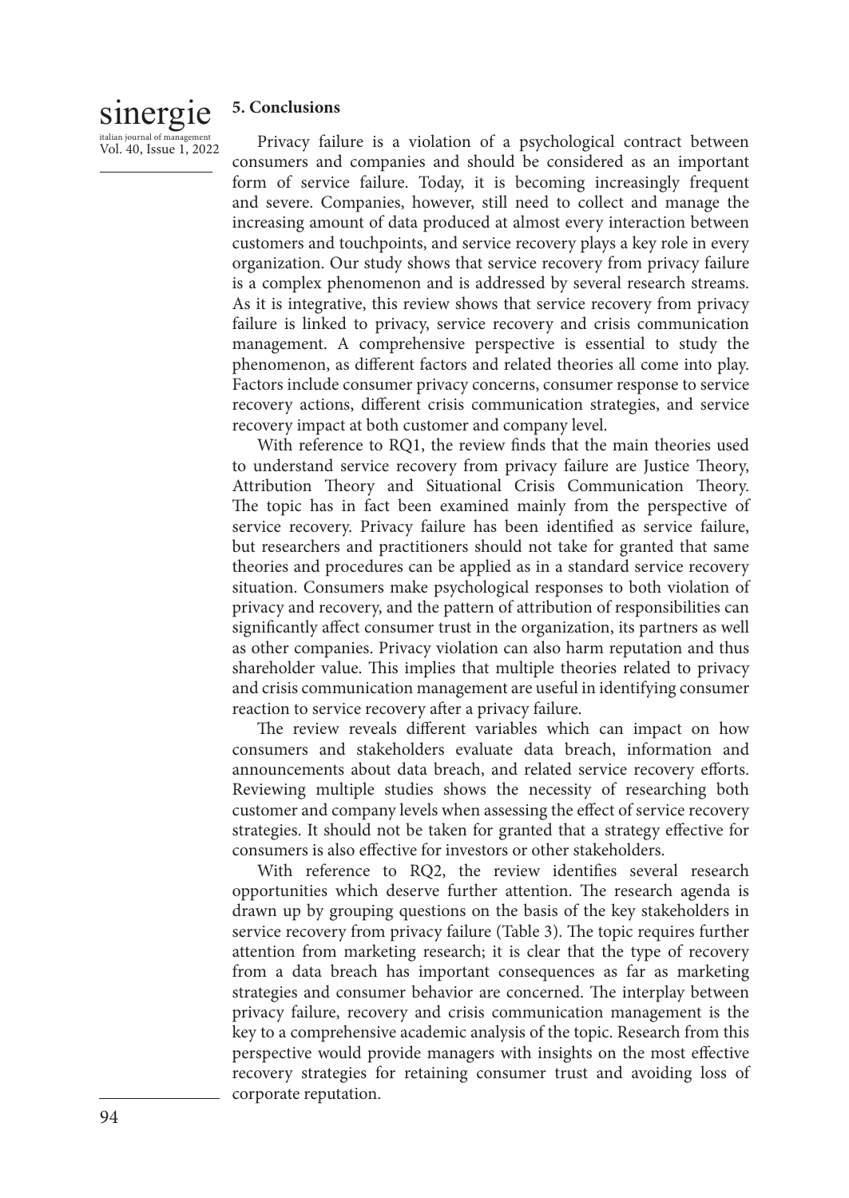## 5. Conclusions

Privacy failure is a violation of a psychological contract between consumers and companies and should be considered as an important form of service failure. Today, it is becoming increasingly frequent and severe. Companies, however, still need to collect and manage the increasing amount of data produced at almost every interaction between customers and touchpoints, and service recovery plays a key role in every organization. Our study shows that service recovery from privacy failure is a complex phenomenon and is addressed by several research streams. As it is integrative, this review shows that service recovery from privacy failure is linked to privacy, service recovery and crisis communication management. A comprehensive perspective is essential to study the phenomenon, as different factors and related theories all come into play. Factors include consumer privacy concerns, consumer response to service recovery actions, different crisis communication strategies, and service recovery impact at both customer and company level.

With reference to RQ1, the review finds that the main theories used to understand service recovery from privacy failure are Justice Theory, Attribution Theory and Situational Crisis Communication Theory. The topic has in fact been examined mainly from the perspective of service recovery. Privacy failure has been identified as service failure, but researchers and practitioners should not take for granted that same theories and procedures can be applied as in a standard service recovery situation. Consumers make psychological responses to both violation of privacy and recovery, and the pattern of attribution of responsibilities can significantly affect consumer trust in the organization, its partners as well as other companies. Privacy violation can also harm reputation and thus shareholder value. This implies that multiple theories related to privacy and crisis communication management are useful in identifying consumer reaction to service recovery after a privacy failure.

The review reveals different variables which can impact on how consumers and stakeholders evaluate data breach, information and announcements about data breach, and related service recovery efforts. Reviewing multiple studies shows the necessity of researching both customer and company levels when assessing the effect of service recovery strategies. It should not be taken for granted that a strategy effective for consumers is also effective for investors or other stakeholders.

With reference to RQ2, the review identifies several research opportunities which deserve further attention. The research agenda is drawn up by grouping questions on the basis of the key stakeholders in service recovery from privacy failure (Table 3). The topic requires further attention from marketing research; it is clear that the type of recovery from a data breach has important consequences as far as marketing strategies and consumer behavior are concerned. The interplay between privacy failure, recovery and crisis communication management is the key to a comprehensive academic analysis of the topic. Research from this perspective would provide managers with insights on the most effective recovery strategies for retaining consumer trust and avoiding loss of corporate reputation.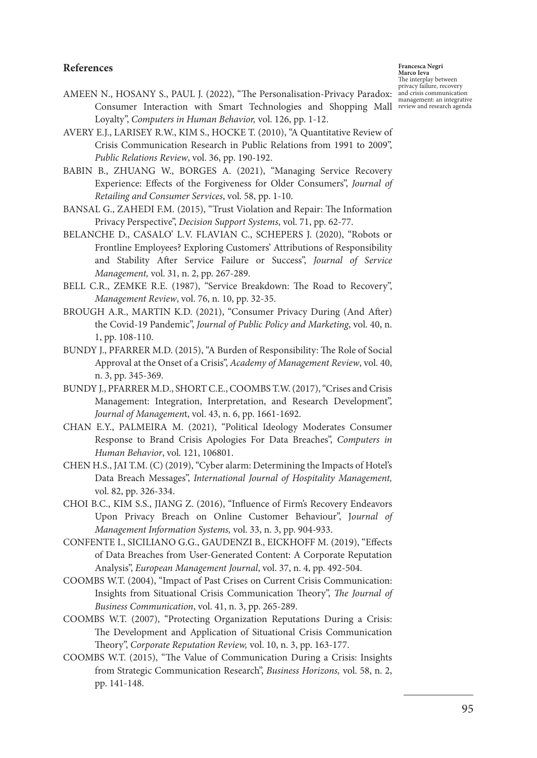## References

AMEEN N., HOSANY S., PAUL J. (2022), "The Personalisation-Privacy Paradox: Consumer Interaction with Smart Technologies and Shopping Mall Loyalty", *Computers in Human Behavior,* vol. 126, pp. 1-12.

AVERY E.J., LARISEY R.W., KIM S., HOCKE T. (2010), "A Quantitative Review of Crisis Communication Research in Public Relations from 1991 to 2009", *Public Relations Review*, vol. 36, pp. 190-192.

BABIN B., ZHUANG W., BORGES A. (2021), "Managing Service Recovery Experience: Effects of the Forgiveness for Older Consumers", *Journal of Retailing and Consumer Services*, vol. 58, pp. 1-10.

BANSAL G., ZAHEDI F.M. (2015), "Trust Violation and Repair: The Information Privacy Perspective", *Decision Support Systems*, vol. 71, pp. 62-77.

BELANCHE D., CASALO' L.V. FLAVIAN C., SCHEPERS J. (2020), "Robots or Frontline Employees? Exploring Customers' Attributions of Responsibility and Stability After Service Failure or Success", *Journal of Service Management,* vol. 31, n. 2, pp. 267-289.

BELL C.R., ZEMKE R.E. (1987), "Service Breakdown: The Road to Recovery", *Management Review*, vol. 76, n. 10, pp. 32-35.

BROUGH A.R., MARTIN K.D. (2021), "Consumer Privacy During (And After) the Covid-19 Pandemic", *Journal of Public Policy and Marketing*, vol. 40, n. 1, pp. 108-110.

BUNDY J., PFARRER M.D. (2015), "A Burden of Responsibility: The Role of Social Approval at the Onset of a Crisis", *Academy of Management Review*, vol. 40, n. 3, pp. 345-369.

BUNDY J., PFARRER M.D., SHORT C.E., COOMBS T.W. (2017), "Crises and Crisis Management: Integration, Interpretation, and Research Development", *Journal of Management*, vol. 43, n. 6, pp. 1661-1692.

CHAN E.Y., PALMEIRA M. (2021), "Political Ideology Moderates Consumer Response to Brand Crisis Apologies For Data Breaches", *Computers in Human Behavior*, vol. 121, 106801.

CHEN H.S., JAI T.M. (C) (2019), "Cyber alarm: Determining the Impacts of Hotel's Data Breach Messages", *International Journal of Hospitality Management,* vol. 82, pp. 326-334.

CHOI B.C., KIM S.S., JIANG Z. (2016), "Influence of Firm's Recovery Endeavors Upon Privacy Breach on Online Customer Behaviour", *Journal of Management Information Systems,* vol. 33, n. 3, pp. 904-933.

CONFENTE I., SICILIANO G.G., GAUDENZI B., EICKHOFF M. (2019), "Effects of Data Breaches from User-Generated Content: A Corporate Reputation Analysis", *European Management Journal*, vol. 37, n. 4, pp. 492-504.

COOMBS W.T. (2004), "Impact of Past Crises on Current Crisis Communication: Insights from Situational Crisis Communication Theory", *The Journal of Business Communication*, vol. 41, n. 3, pp. 265-289.

COOMBS W.T. (2007), "Protecting Organization Reputations During a Crisis: The Development and Application of Situational Crisis Communication Theory", *Corporate Reputation Review,* vol. 10, n. 3, pp. 163-177.

COOMBS W.T. (2015), "The Value of Communication During a Crisis: Insights from Strategic Communication Research", *Business Horizons,* vol. 58, n. 2, pp. 141-148.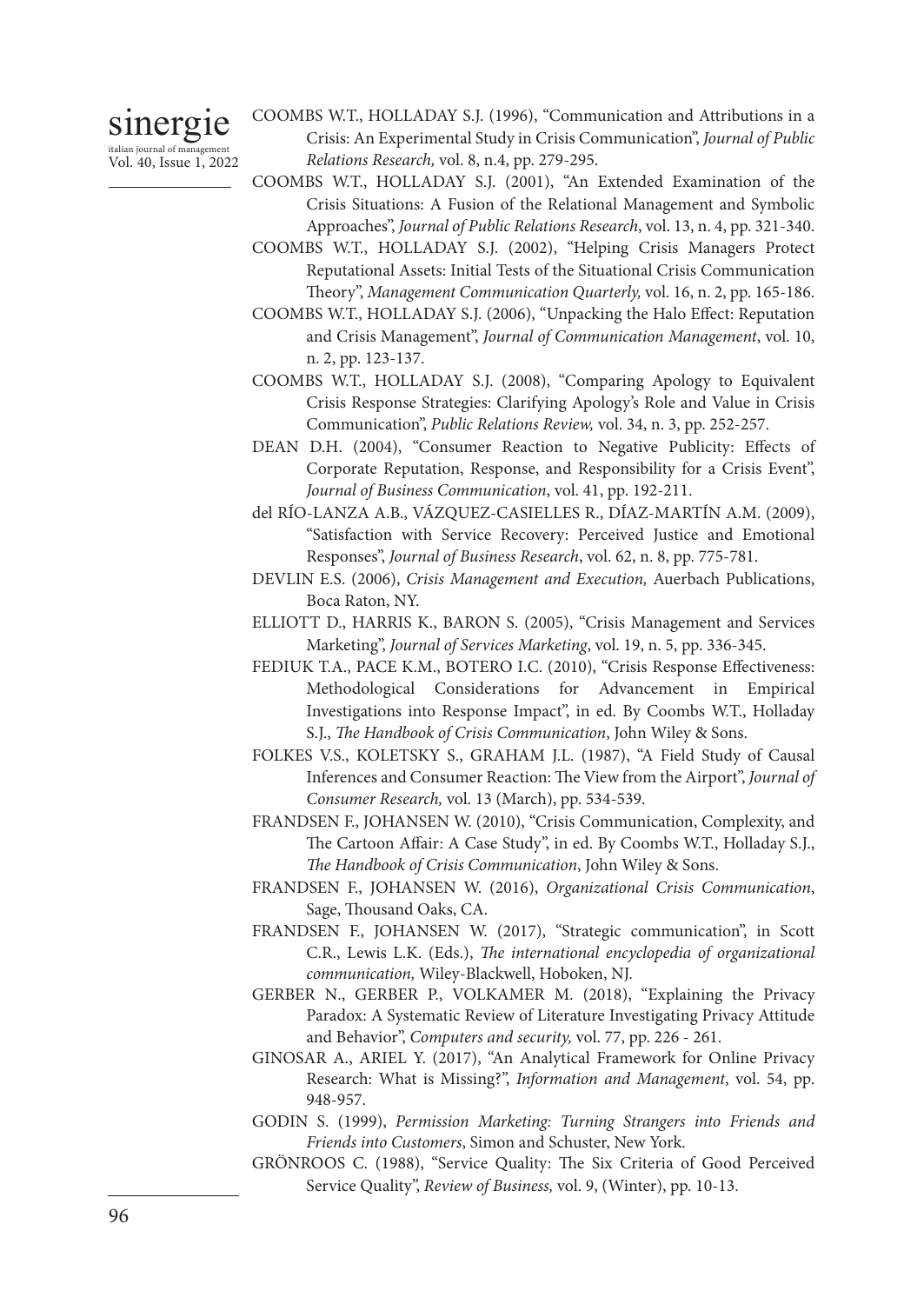COOMBS W.T., HOLLADAY S.J. (1996), "Communication and Attributions in a Crisis: An Experimental Study in Crisis Communication", *Journal of Public Relations Research,* vol. 8, n.4, pp. 279-295.

COOMBS W.T., HOLLADAY S.J. (2001), "An Extended Examination of the Crisis Situations: A Fusion of the Relational Management and Symbolic Approaches", *Journal of Public Relations Research*, vol. 13, n. 4, pp. 321-340.

COOMBS W.T., HOLLADAY S.J. (2002), "Helping Crisis Managers Protect Reputational Assets: Initial Tests of the Situational Crisis Communication Theory", *Management Communication Quarterly,* vol. 16, n. 2, pp. 165-186.

COOMBS W.T., HOLLADAY S.J. (2006), "Unpacking the Halo Effect: Reputation and Crisis Management", *Journal of Communication Management*, vol. 10, n. 2, pp. 123-137.

COOMBS W.T., HOLLADAY S.J. (2008), "Comparing Apology to Equivalent Crisis Response Strategies: Clarifying Apology's Role and Value in Crisis Communication", *Public Relations Review,* vol. 34, n. 3, pp. 252-257.

DEAN D.H. (2004), "Consumer Reaction to Negative Publicity: Effects of Corporate Reputation, Response, and Responsibility for a Crisis Event", *Journal of Business Communication*, vol. 41, pp. 192-211.

del RÍO-LANZA A.B., VÁZQUEZ-CASIELLES R., DÍAZ-MARTÍN A.M. (2009), "Satisfaction with Service Recovery: Perceived Justice and Emotional Responses", *Journal of Business Research*, vol. 62, n. 8, pp. 775-781.

DEVLIN E.S. (2006), *Crisis Management and Execution,* Auerbach Publications, Boca Raton, NY.

ELLIOTT D., HARRIS K., BARON S. (2005), "Crisis Management and Services Marketing", *Journal of Services Marketing*, vol. 19, n. 5, pp. 336-345.

FEDIUK T.A., PACE K.M., BOTERO I.C. (2010), "Crisis Response Effectiveness: Methodological Considerations for Advancement in Empirical Investigations into Response Impact", in ed. By Coombs W.T., Holladay S.J., *The Handbook of Crisis Communication*, John Wiley & Sons.

FOLKES V.S., KOLETSKY S., GRAHAM J.L. (1987), "A Field Study of Causal Inferences and Consumer Reaction: The View from the Airport", *Journal of Consumer Research,* vol. 13 (March), pp. 534-539.

FRANDSEN F., JOHANSEN W. (2010), "Crisis Communication, Complexity, and The Cartoon Affair: A Case Study", in ed. By Coombs W.T., Holladay S.J., *The Handbook of Crisis Communication*, John Wiley & Sons.

FRANDSEN F., JOHANSEN W. (2016), *Organizational Crisis Communication*, Sage, Thousand Oaks, CA.

FRANDSEN F., JOHANSEN W. (2017), "Strategic communication", in Scott C.R., Lewis L.K. (Eds.), *The international encyclopedia of organizational communication,* Wiley-Blackwell, Hoboken, NJ.

GERBER N., GERBER P., VOLKAMER M. (2018), "Explaining the Privacy Paradox: A Systematic Review of Literature Investigating Privacy Attitude and Behavior", *Computers and security,* vol. 77, pp. 226 - 261.

GINOSAR A., ARIEL Y. (2017), "An Analytical Framework for Online Privacy Research: What is Missing?", *Information and Management*, vol. 54, pp. 948-957.

GODIN S. (1999), *Permission Marketing: Turning Strangers into Friends and Friends into Customers*, Simon and Schuster, New York.

GRÖNROOS C. (1988), "Service Quality: The Six Criteria of Good Perceived Service Quality", *Review of Business,* vol. 9, (Winter), pp. 10-13.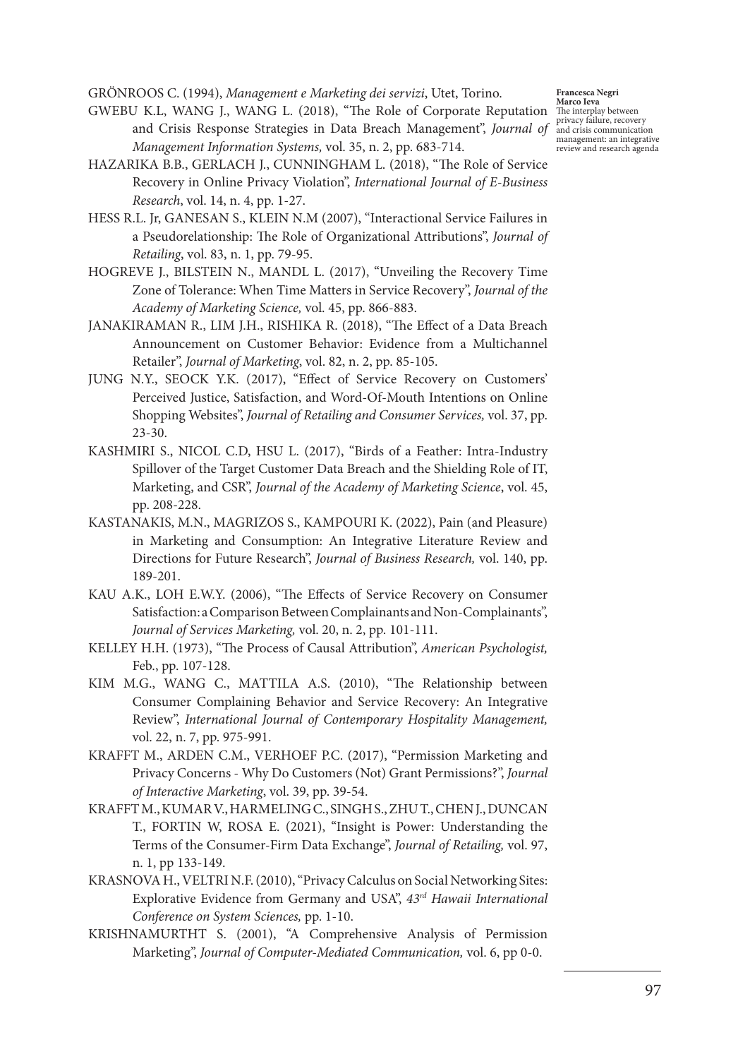GRÖNROOS C. (1994), *Management e Marketing dei servizi*, Utet, Torino.

GWEBU K.L, WANG J., WANG L. (2018), "The Role of Corporate Reputation and Crisis Response Strategies in Data Breach Management", *Journal of Management Information Systems,* vol. 35, n. 2, pp. 683-714.

HAZARIKA B.B., GERLACH J., CUNNINGHAM L. (2018), "The Role of Service Recovery in Online Privacy Violation", *International Journal of E-Business Research*, vol. 14, n. 4, pp. 1-27.

HESS R.L. Jr, GANESAN S., KLEIN N.M (2007), "Interactional Service Failures in a Pseudorelationship: The Role of Organizational Attributions", *Journal of Retailing*, vol. 83, n. 1, pp. 79-95.

HOGREVE J., BILSTEIN N., MANDL L. (2017), "Unveiling the Recovery Time Zone of Tolerance: When Time Matters in Service Recovery", *Journal of the Academy of Marketing Science,* vol. 45, pp. 866-883.

JANAKIRAMAN R., LIM J.H., RISHIKA R. (2018), "The Effect of a Data Breach Announcement on Customer Behavior: Evidence from a Multichannel Retailer", *Journal of Marketing*, vol. 82, n. 2, pp. 85-105.

JUNG N.Y., SEOCK Y.K. (2017), "Effect of Service Recovery on Customers' Perceived Justice, Satisfaction, and Word-Of-Mouth Intentions on Online Shopping Websites", *Journal of Retailing and Consumer Services,* vol. 37, pp. 23-30.

KASHMIRI S., NICOL C.D, HSU L. (2017), "Birds of a Feather: Intra-Industry Spillover of the Target Customer Data Breach and the Shielding Role of IT, Marketing, and CSR", *Journal of the Academy of Marketing Science*, vol. 45, pp. 208-228.

KASTANAKIS, M.N., MAGRIZOS S., KAMPOURI K. (2022), Pain (and Pleasure) in Marketing and Consumption: An Integrative Literature Review and Directions for Future Research", *Journal of Business Research,* vol. 140, pp. 189-201.

KAU A.K., LOH E.W.Y. (2006), "The Effects of Service Recovery on Consumer Satisfaction: a Comparison Between Complainants and Non-Complainants", *Journal of Services Marketing,* vol. 20, n. 2, pp. 101-111.

KELLEY H.H. (1973), "The Process of Causal Attribution", *American Psychologist,* Feb., pp. 107-128.

KIM M.G., WANG C., MATTILA A.S. (2010), "The Relationship between Consumer Complaining Behavior and Service Recovery: An Integrative Review", *International Journal of Contemporary Hospitality Management,* vol. 22, n. 7, pp. 975-991.

KRAFFT M., ARDEN C.M., VERHOEF P.C. (2017), "Permission Marketing and Privacy Concerns - Why Do Customers (Not) Grant Permissions?", *Journal of Interactive Marketing*, vol. 39, pp. 39-54.

KRAFFT M., KUMAR V., HARMELING C., SINGH S., ZHU T., CHEN J., DUNCAN T., FORTIN W, ROSA E. (2021), "Insight is Power: Understanding the Terms of the Consumer-Firm Data Exchange", *Journal of Retailing,* vol. 97, n. 1, pp 133-149.

KRASNOVA H., VELTRI N.F. (2010), "Privacy Calculus on Social Networking Sites: Explorative Evidence from Germany and USA", *43rd Hawaii International Conference on System Sciences,* pp. 1-10.

KRISHNAMURTHT S. (2001), "A Comprehensive Analysis of Permission Marketing", *Journal of Computer-Mediated Communication,* vol. 6, pp 0-0.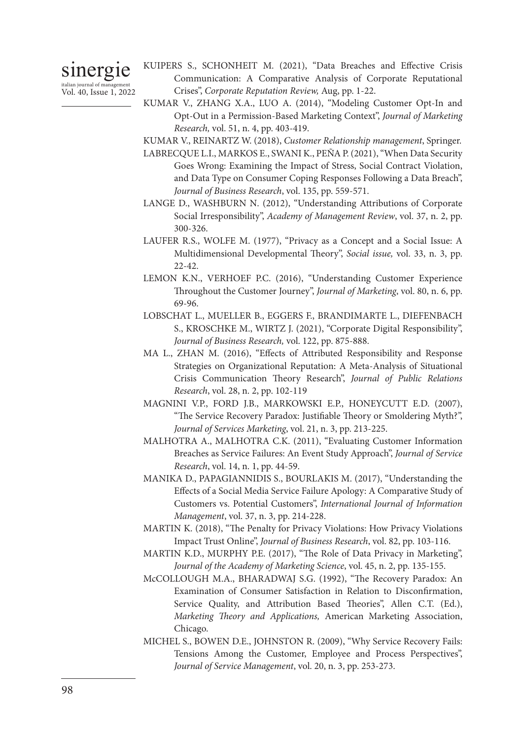KUIPERS S., SCHONHEIT M. (2021), "Data Breaches and Effective Crisis Communication: A Comparative Analysis of Corporate Reputational Crises", *Corporate Reputation Review,* Aug, pp. 1-22.

KUMAR V., ZHANG X.A., LUO A. (2014), "Modeling Customer Opt-In and Opt-Out in a Permission-Based Marketing Context", *Journal of Marketing Research,* vol. 51, n. 4, pp. 403-419.

KUMAR V., REINARTZ W. (2018), *Customer Relationship management*, Springer.

LABRECQUE L.I., MARKOS E., SWANI K., PEÑA P. (2021), "When Data Security Goes Wrong: Examining the Impact of Stress, Social Contract Violation, and Data Type on Consumer Coping Responses Following a Data Breach", *Journal of Business Research*, vol. 135, pp. 559-571.

LANGE D., WASHBURN N. (2012), "Understanding Attributions of Corporate Social Irresponsibility", *Academy of Management Review*, vol. 37, n. 2, pp. 300-326.

LAUFER R.S., WOLFE M. (1977), "Privacy as a Concept and a Social Issue: A Multidimensional Developmental Theory", *Social issue,* vol. 33, n. 3, pp. 22-42.

LEMON K.N., VERHOEF P.C. (2016), "Understanding Customer Experience Throughout the Customer Journey", *Journal of Marketing*, vol. 80, n. 6, pp. 69-96.

LOBSCHAT L., MUELLER B., EGGERS F., BRANDIMARTE L., DIEFENBACH S., KROSCHKE M., WIRTZ J. (2021), "Corporate Digital Responsibility", *Journal of Business Research,* vol. 122, pp. 875-888.

MA L., ZHAN M. (2016), "Effects of Attributed Responsibility and Response Strategies on Organizational Reputation: A Meta-Analysis of Situational Crisis Communication Theory Research", *Journal of Public Relations Research*, vol. 28, n. 2, pp. 102-119

MAGNINI V.P., FORD J.B., MARKOWSKI E.P., HONEYCUTT E.D. (2007), "The Service Recovery Paradox: Justifiable Theory or Smoldering Myth?", *Journal of Services Marketing*, vol. 21, n. 3, pp. 213-225.

MALHOTRA A., MALHOTRA C.K. (2011), "Evaluating Customer Information Breaches as Service Failures: An Event Study Approach", *Journal of Service Research*, vol. 14, n. 1, pp. 44-59.

MANIKA D., PAPAGIANNIDIS S., BOURLAKIS M. (2017), "Understanding the Effects of a Social Media Service Failure Apology: A Comparative Study of Customers vs. Potential Customers", *International Journal of Information Management*, vol. 37, n. 3, pp. 214-228.

MARTIN K. (2018), "The Penalty for Privacy Violations: How Privacy Violations Impact Trust Online", *Journal of Business Research*, vol. 82, pp. 103-116.

MARTIN K.D., MURPHY P.E. (2017), "The Role of Data Privacy in Marketing", *Journal of the Academy of Marketing Science*, vol. 45, n. 2, pp. 135-155.

McCOLLOUGH M.A., BHARADWAJ S.G. (1992), "The Recovery Paradox: An Examination of Consumer Satisfaction in Relation to Disconfirmation, Service Quality, and Attribution Based Theories", Allen C.T. (Ed.), *Marketing Theory and Applications,* American Marketing Association, Chicago.

MICHEL S., BOWEN D.E., JOHNSTON R. (2009), "Why Service Recovery Fails: Tensions Among the Customer, Employee and Process Perspectives", *Journal of Service Management*, vol. 20, n. 3, pp. 253-273.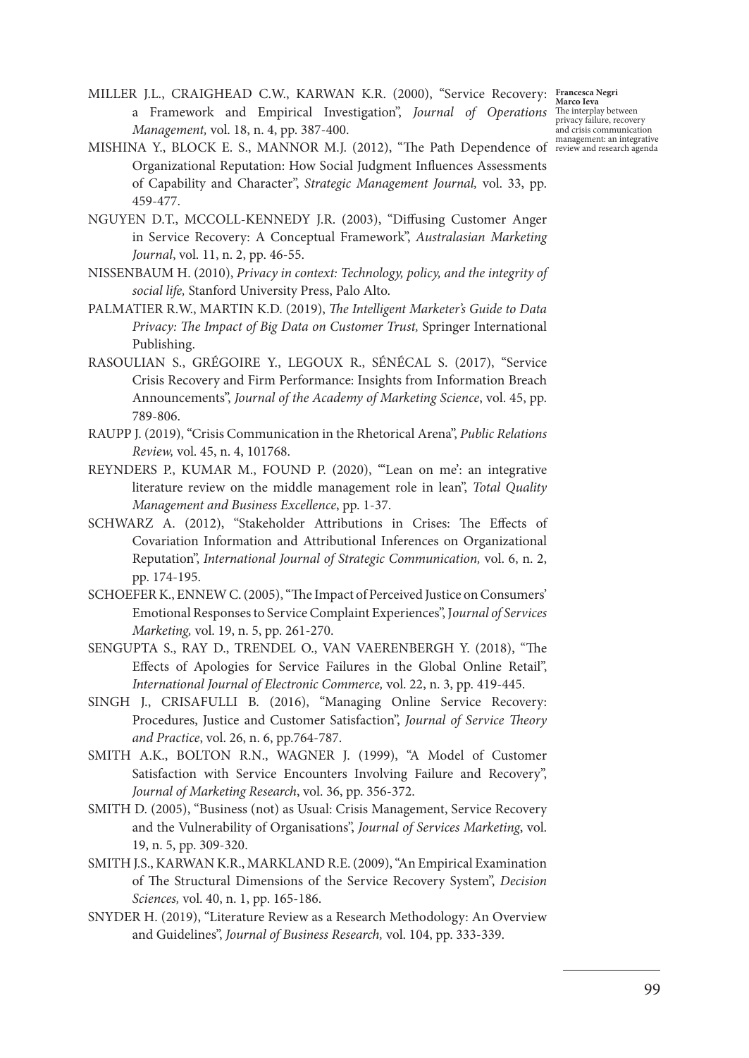MILLER J.L., CRAIGHEAD C.W., KARWAN K.R. (2000), "Service Recovery: a Framework and Empirical Investigation", *Journal of Operations Management,* vol. 18, n. 4, pp. 387-400.

MISHINA Y., BLOCK E. S., MANNOR M.J. (2012), "The Path Dependence of Organizational Reputation: How Social Judgment Influences Assessments of Capability and Character", *Strategic Management Journal,* vol. 33, pp. 459-477.

NGUYEN D.T., MCCOLL-KENNEDY J.R. (2003), "Diffusing Customer Anger in Service Recovery: A Conceptual Framework", *Australasian Marketing Journal*, vol. 11, n. 2, pp. 46-55.

NISSENBAUM H. (2010), *Privacy in context: Technology, policy, and the integrity of social life,* Stanford University Press, Palo Alto.

PALMATIER R.W., MARTIN K.D. (2019), *The Intelligent Marketer's Guide to Data Privacy: The Impact of Big Data on Customer Trust,* Springer International Publishing.

RASOULIAN S., GRÉGOIRE Y., LEGOUX R., SÉNÉCAL S. (2017), "Service Crisis Recovery and Firm Performance: Insights from Information Breach Announcements", *Journal of the Academy of Marketing Science*, vol. 45, pp. 789-806.

RAUPP J. (2019), "Crisis Communication in the Rhetorical Arena", *Public Relations Review,* vol. 45, n. 4, 101768.

REYNDERS P., KUMAR M., FOUND P. (2020), "'Lean on me': an integrative literature review on the middle management role in lean", *Total Quality Management and Business Excellence*, pp. 1-37.

SCHWARZ A. (2012), "Stakeholder Attributions in Crises: The Effects of Covariation Information and Attributional Inferences on Organizational Reputation", *International Journal of Strategic Communication,* vol. 6, n. 2, pp. 174-195.

SCHOEFER K., ENNEW C. (2005), "The Impact of Perceived Justice on Consumers' Emotional Responses to Service Complaint Experiences", J*ournal of Services Marketing,* vol. 19, n. 5, pp. 261-270.

SENGUPTA S., RAY D., TRENDEL O., VAN VAERENBERGH Y. (2018), "The Effects of Apologies for Service Failures in the Global Online Retail", *International Journal of Electronic Commerce,* vol. 22, n. 3, pp. 419-445.

SINGH J., CRISAFULLI B. (2016), "Managing Online Service Recovery: Procedures, Justice and Customer Satisfaction", *Journal of Service Theory and Practice*, vol. 26, n. 6, pp.764-787.

SMITH A.K., BOLTON R.N., WAGNER J. (1999), "A Model of Customer Satisfaction with Service Encounters Involving Failure and Recovery", *Journal of Marketing Research*, vol. 36, pp. 356-372.

SMITH D. (2005), "Business (not) as Usual: Crisis Management, Service Recovery and the Vulnerability of Organisations", *Journal of Services Marketing*, vol. 19, n. 5, pp. 309-320.

SMITH J.S., KARWAN K.R., MARKLAND R.E. (2009), "An Empirical Examination of The Structural Dimensions of the Service Recovery System", *Decision Sciences,* vol. 40, n. 1, pp. 165-186.

SNYDER H. (2019), "Literature Review as a Research Methodology: An Overview and Guidelines", *Journal of Business Research,* vol. 104, pp. 333-339.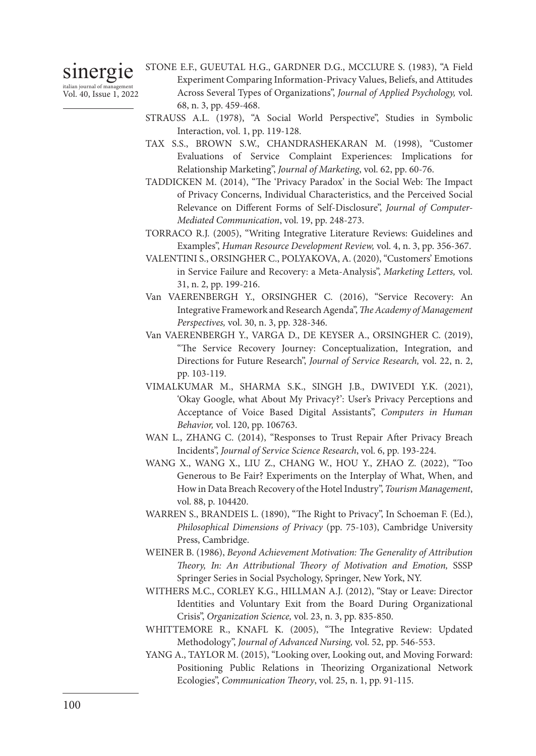STONE E.F., GUEUTAL H.G., GARDNER D.G., MCCLURE S. (1983), "A Field Experiment Comparing Information-Privacy Values, Beliefs, and Attitudes Across Several Types of Organizations", *Journal of Applied Psychology,* vol. 68, n. 3, pp. 459-468.

STRAUSS A.L. (1978), "A Social World Perspective", Studies in Symbolic Interaction, vol. 1, pp. 119-128.

TAX S.S., BROWN S.W., CHANDRASHEKARAN M. (1998), "Customer Evaluations of Service Complaint Experiences: Implications for Relationship Marketing", *Journal of Marketing*, vol. 62, pp. 60-76.

TADDICKEN M. (2014), "The 'Privacy Paradox' in the Social Web: The Impact of Privacy Concerns, Individual Characteristics, and the Perceived Social Relevance on Different Forms of Self-Disclosure", *Journal of Computer-Mediated Communication*, vol. 19, pp. 248-273.

TORRACO R.J. (2005), "Writing Integrative Literature Reviews: Guidelines and Examples", *Human Resource Development Review,* vol. 4, n. 3, pp. 356-367.

VALENTINI S., ORSINGHER C., POLYAKOVA, A. (2020), "Customers' Emotions in Service Failure and Recovery: a Meta-Analysis", *Marketing Letters,* vol. 31, n. 2, pp. 199-216.

Van VAERENBERGH Y., ORSINGHER C. (2016), "Service Recovery: An Integrative Framework and Research Agenda", *The Academy of Management Perspectives,* vol. 30, n. 3, pp. 328-346.

Van VAERENBERGH Y., VARGA D., DE KEYSER A., ORSINGHER C. (2019), "The Service Recovery Journey: Conceptualization, Integration, and Directions for Future Research", *Journal of Service Research,* vol. 22, n. 2, pp. 103-119.

VIMALKUMAR M., SHARMA S.K., SINGH J.B., DWIVEDI Y.K. (2021), 'Okay Google, what About My Privacy?': User's Privacy Perceptions and Acceptance of Voice Based Digital Assistants", *Computers in Human Behavior,* vol. 120, pp. 106763.

WAN L., ZHANG C. (2014), "Responses to Trust Repair After Privacy Breach Incidents", *Journal of Service Science Research*, vol. 6, pp. 193-224.

WANG X., WANG X., LIU Z., CHANG W., HOU Y., ZHAO Z. (2022), "Too Generous to Be Fair? Experiments on the Interplay of What, When, and How in Data Breach Recovery of the Hotel Industry", *Tourism Management*, vol. 88, p. 104420.

WARREN S., BRANDEIS L. (1890), "The Right to Privacy", In Schoeman F. (Ed.), *Philosophical Dimensions of Privacy* (pp. 75-103), Cambridge University Press, Cambridge.

WEINER B. (1986), *Beyond Achievement Motivation: The Generality of Attribution Theory, In: An Attributional Theory of Motivation and Emotion,* SSSP Springer Series in Social Psychology, Springer, New York, NY.

WITHERS M.C., CORLEY K.G., HILLMAN A.J. (2012), "Stay or Leave: Director Identities and Voluntary Exit from the Board During Organizational Crisis", *Organization Science,* vol. 23, n. 3, pp. 835-850.

WHITTEMORE R., KNAFL K. (2005), "The Integrative Review: Updated Methodology", *Journal of Advanced Nursing,* vol. 52, pp. 546-553.

YANG A., TAYLOR M. (2015), "Looking over, Looking out, and Moving Forward: Positioning Public Relations in Theorizing Organizational Network Ecologies", *Communication Theory*, vol. 25, n. 1, pp. 91-115.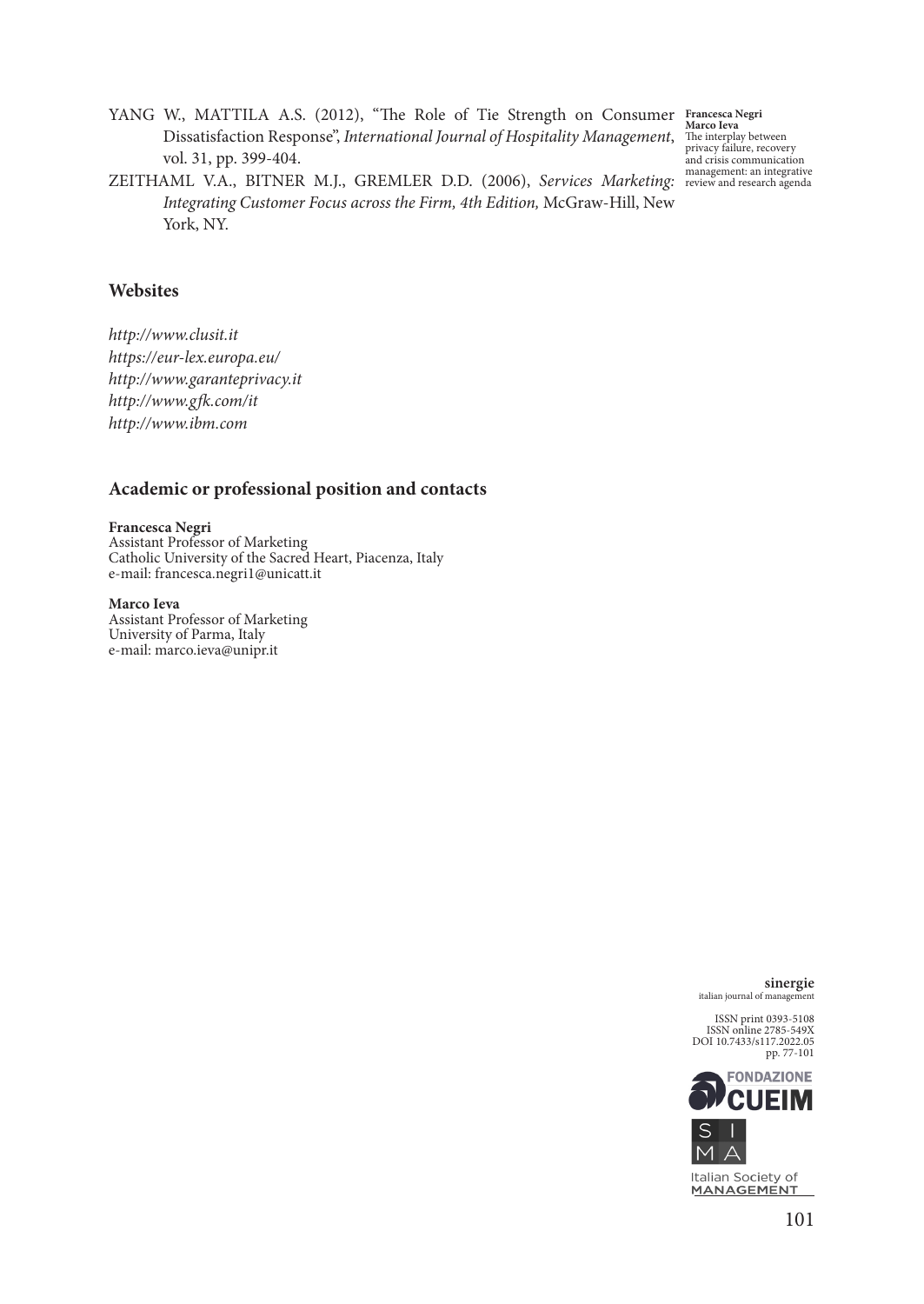YANG W., MATTILA A.S. (2012), "The Role of Tie Strength on Consumer Dissatisfaction Response", *International Journal of Hospitality Management*, vol. 31, pp. 399-404.

ZEITHAML V.A., BITNER M.J., GREMLER D.D. (2006), *Services Marketing: Integrating Customer Focus across the Firm, 4th Edition,* McGraw-Hill, New York, NY.

## Websites

*http://www.clusit.it*
*https://eur-lex.europa.eu/*
*http://www.garanteprivacy.it*
*http://www.gfk.com/it*
*http://www.ibm.com*

## Academic or professional position and contacts

**Francesca Negri**
Assistant Professor of Marketing
Catholic University of the Sacred Heart, Piacenza, Italy
e-mail: francesca.negri1@unicatt.it

**Marco Ieva**
Assistant Professor of Marketing
University of Parma, Italy
e-mail: marco.ieva@unipr.it